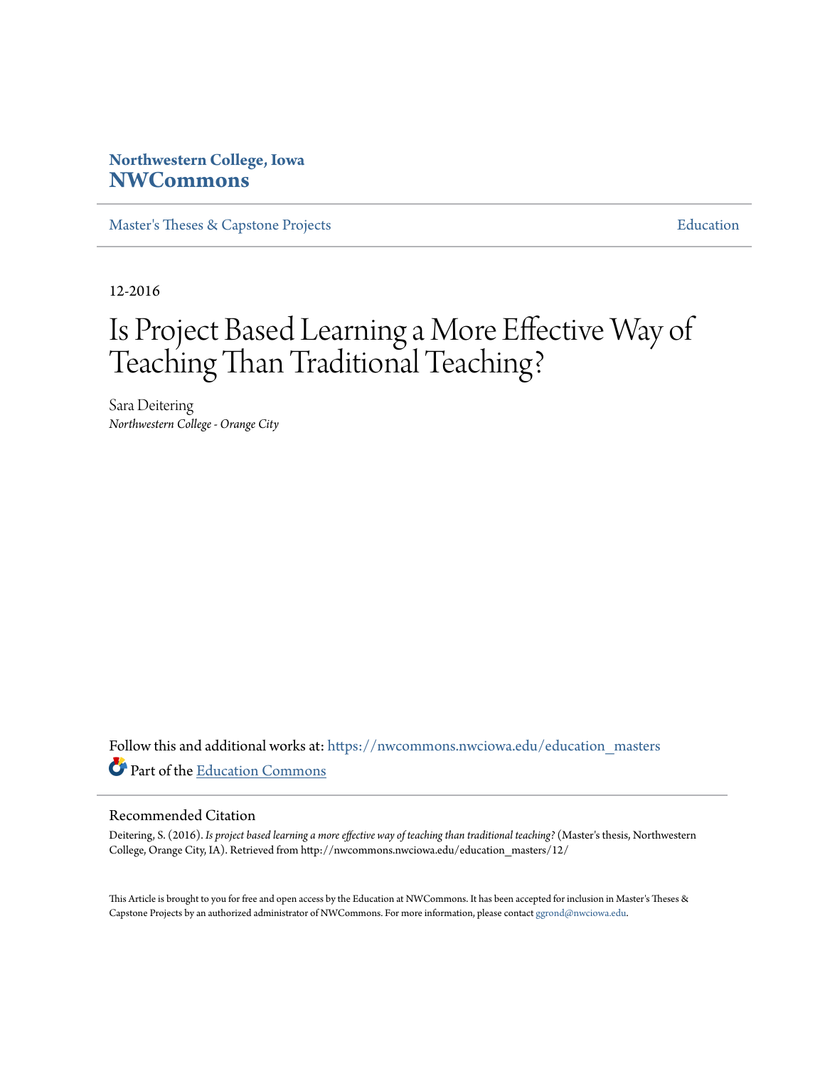Northwestern College, Iowa
**NWCommons**

Master's Theses & Capstone Projects | Education

12-2016

# Is Project Based Learning a More Effective Way of Teaching Than Traditional Teaching?

Sara Deitering
*Northwestern College - Orange City*

Follow this and additional works at: https://nwcommons.nwciowa.edu/education_masters

Part of the Education Commons

## Recommended Citation

Deitering, S. (2016). *Is project based learning a more effective way of teaching than traditional teaching?* (Master's thesis, Northwestern College, Orange City, IA). Retrieved from http://nwcommons.nwciowa.edu/education_masters/12/

This Article is brought to you for free and open access by the Education at NWCommons. It has been accepted for inclusion in Master's Theses & Capstone Projects by an authorized administrator of NWCommons. For more information, please contact ggrond@nwciowa.edu.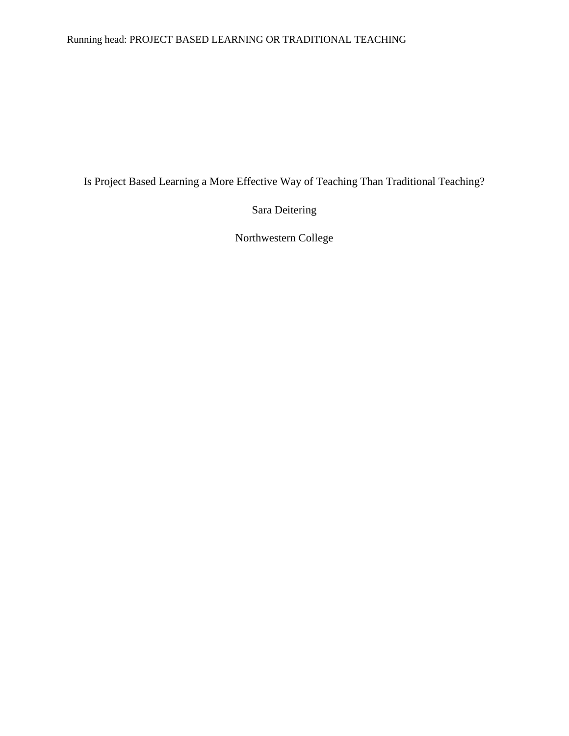# Is Project Based Learning a More Effective Way of Teaching Than Traditional Teaching?

Sara Deitering

Northwestern College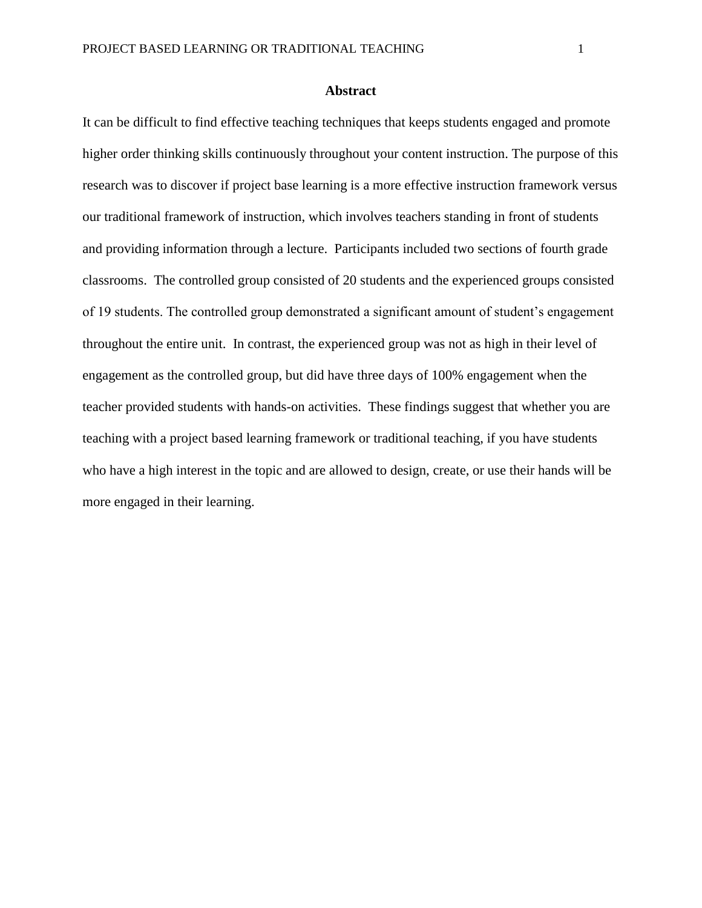# Abstract

It can be difficult to find effective teaching techniques that keeps students engaged and promote higher order thinking skills continuously throughout your content instruction. The purpose of this research was to discover if project base learning is a more effective instruction framework versus our traditional framework of instruction, which involves teachers standing in front of students and providing information through a lecture. Participants included two sections of fourth grade classrooms. The controlled group consisted of 20 students and the experienced groups consisted of 19 students. The controlled group demonstrated a significant amount of student's engagement throughout the entire unit. In contrast, the experienced group was not as high in their level of engagement as the controlled group, but did have three days of 100% engagement when the teacher provided students with hands-on activities. These findings suggest that whether you are teaching with a project based learning framework or traditional teaching, if you have students who have a high interest in the topic and are allowed to design, create, or use their hands will be more engaged in their learning.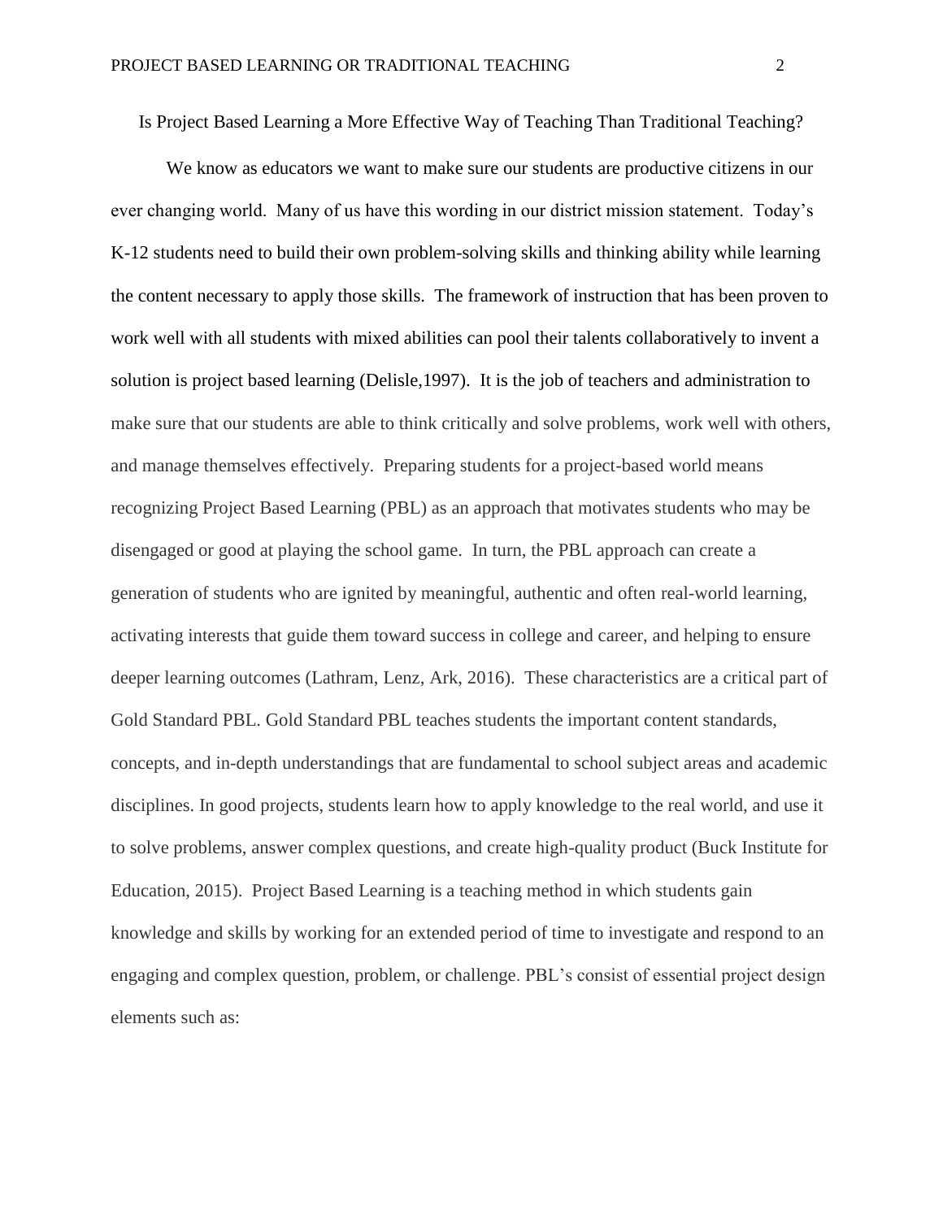# Is Project Based Learning a More Effective Way of Teaching Than Traditional Teaching?

We know as educators we want to make sure our students are productive citizens in our ever changing world. Many of us have this wording in our district mission statement. Today's K-12 students need to build their own problem-solving skills and thinking ability while learning the content necessary to apply those skills. The framework of instruction that has been proven to work well with all students with mixed abilities can pool their talents collaboratively to invent a solution is project based learning (Delisle,1997). It is the job of teachers and administration to make sure that our students are able to think critically and solve problems, work well with others, and manage themselves effectively. Preparing students for a project-based world means recognizing Project Based Learning (PBL) as an approach that motivates students who may be disengaged or good at playing the school game. In turn, the PBL approach can create a generation of students who are ignited by meaningful, authentic and often real-world learning, activating interests that guide them toward success in college and career, and helping to ensure deeper learning outcomes (Lathram, Lenz, Ark, 2016). These characteristics are a critical part of Gold Standard PBL. Gold Standard PBL teaches students the important content standards, concepts, and in-depth understandings that are fundamental to school subject areas and academic disciplines. In good projects, students learn how to apply knowledge to the real world, and use it to solve problems, answer complex questions, and create high-quality product (Buck Institute for Education, 2015). Project Based Learning is a teaching method in which students gain knowledge and skills by working for an extended period of time to investigate and respond to an engaging and complex question, problem, or challenge. PBL's consist of essential project design elements such as: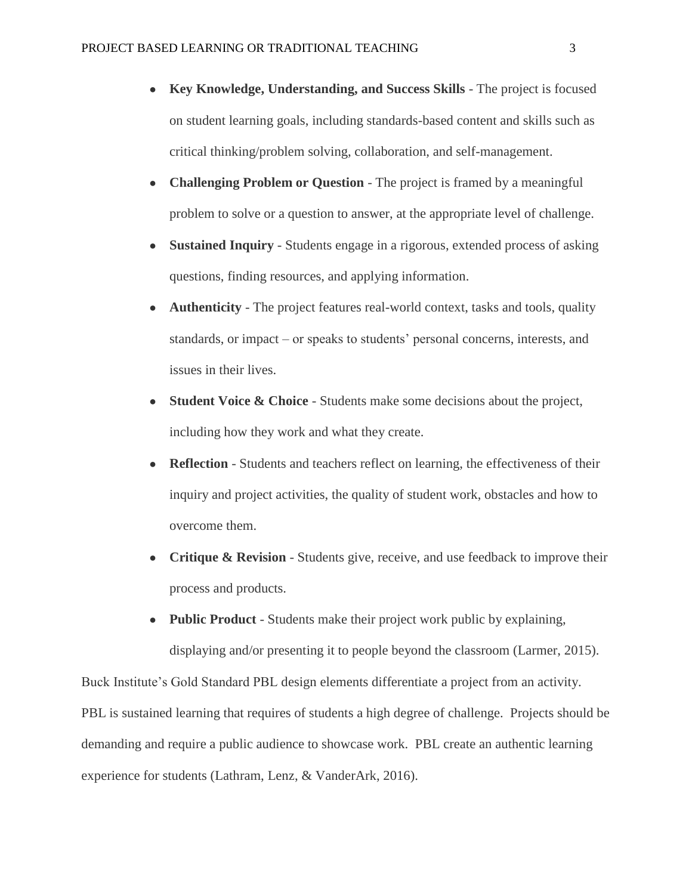- **Key Knowledge, Understanding, and Success Skills** - The project is focused on student learning goals, including standards-based content and skills such as critical thinking/problem solving, collaboration, and self-management.
- **Challenging Problem or Question** - The project is framed by a meaningful problem to solve or a question to answer, at the appropriate level of challenge.
- **Sustained Inquiry** - Students engage in a rigorous, extended process of asking questions, finding resources, and applying information.
- **Authenticity** - The project features real-world context, tasks and tools, quality standards, or impact – or speaks to students' personal concerns, interests, and issues in their lives.
- **Student Voice & Choice** - Students make some decisions about the project, including how they work and what they create.
- **Reflection** - Students and teachers reflect on learning, the effectiveness of their inquiry and project activities, the quality of student work, obstacles and how to overcome them.
- **Critique & Revision** - Students give, receive, and use feedback to improve their process and products.
- **Public Product** - Students make their project work public by explaining, displaying and/or presenting it to people beyond the classroom (Larmer, 2015).

Buck Institute's Gold Standard PBL design elements differentiate a project from an activity. PBL is sustained learning that requires of students a high degree of challenge. Projects should be demanding and require a public audience to showcase work. PBL create an authentic learning experience for students (Lathram, Lenz, & VanderArk, 2016).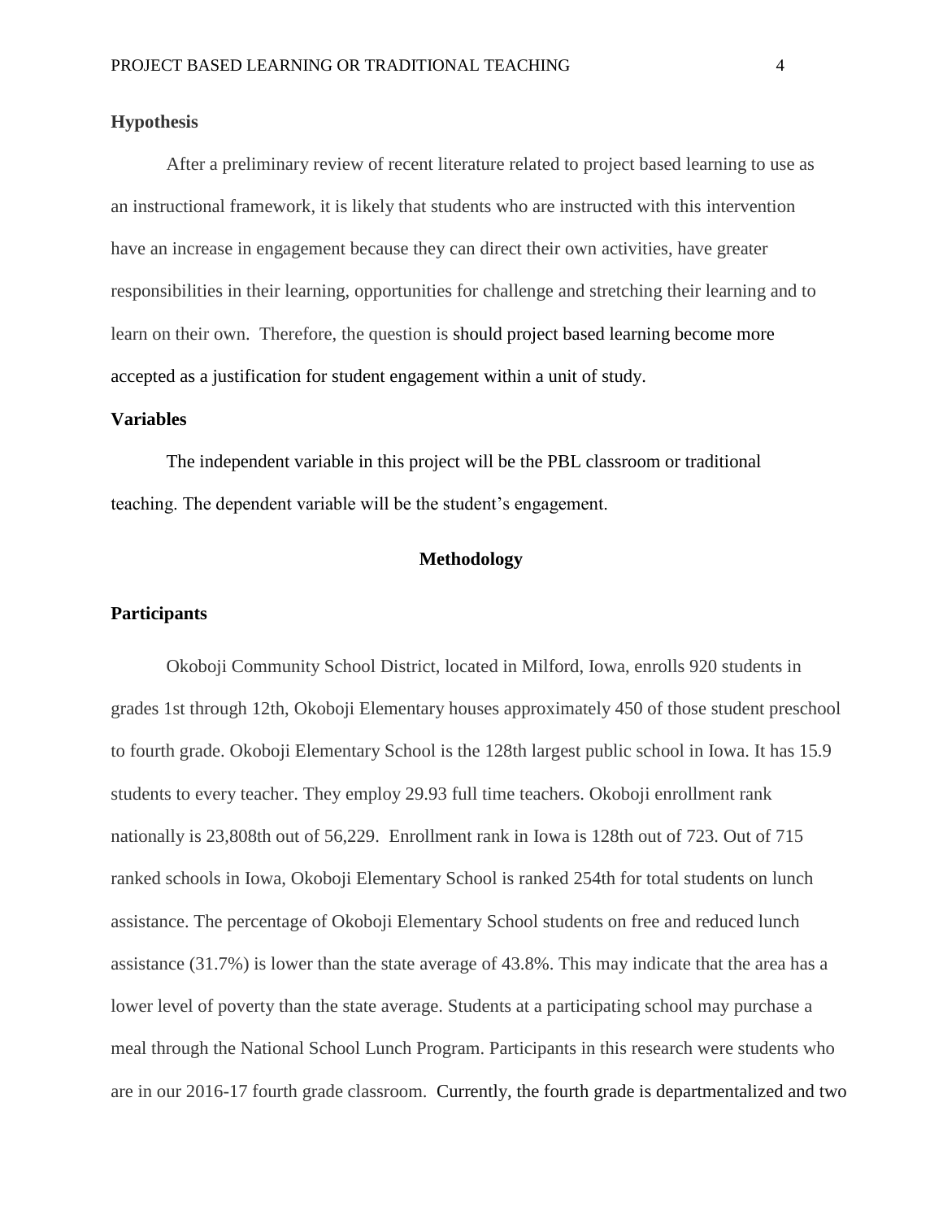## Hypothesis

After a preliminary review of recent literature related to project based learning to use as an instructional framework, it is likely that students who are instructed with this intervention have an increase in engagement because they can direct their own activities, have greater responsibilities in their learning, opportunities for challenge and stretching their learning and to learn on their own. Therefore, the question is should project based learning become more accepted as a justification for student engagement within a unit of study.

## Variables

The independent variable in this project will be the PBL classroom or traditional teaching. The dependent variable will be the student's engagement.

# Methodology

## Participants

Okoboji Community School District, located in Milford, Iowa, enrolls 920 students in grades 1st through 12th, Okoboji Elementary houses approximately 450 of those student preschool to fourth grade. Okoboji Elementary School is the 128th largest public school in Iowa. It has 15.9 students to every teacher. They employ 29.93 full time teachers. Okoboji enrollment rank nationally is 23,808th out of 56,229. Enrollment rank in Iowa is 128th out of 723. Out of 715 ranked schools in Iowa, Okoboji Elementary School is ranked 254th for total students on lunch assistance. The percentage of Okoboji Elementary School students on free and reduced lunch assistance (31.7%) is lower than the state average of 43.8%. This may indicate that the area has a lower level of poverty than the state average. Students at a participating school may purchase a meal through the National School Lunch Program. Participants in this research were students who are in our 2016-17 fourth grade classroom. Currently, the fourth grade is departmentalized and two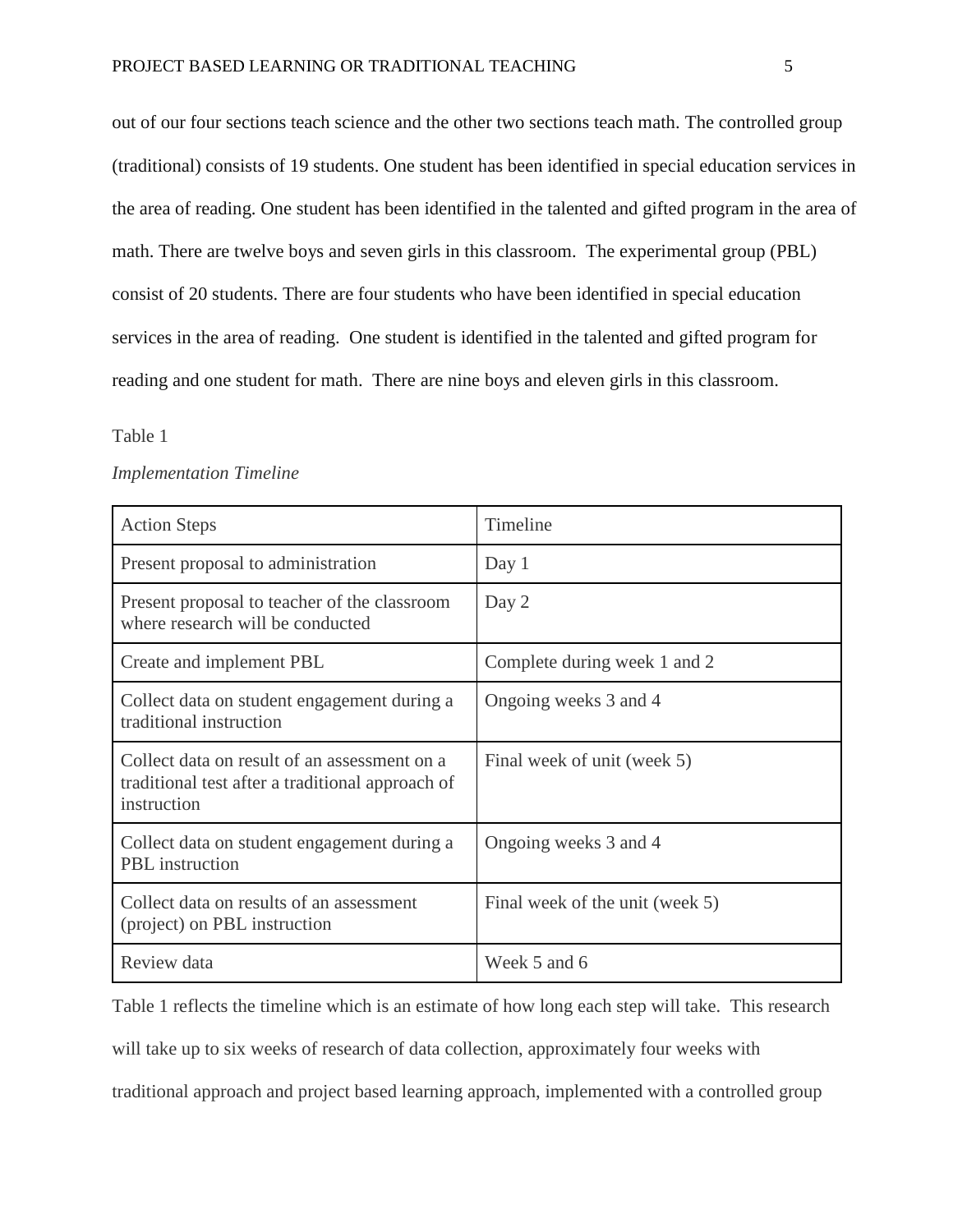out of our four sections teach science and the other two sections teach math. The controlled group (traditional) consists of 19 students. One student has been identified in special education services in the area of reading. One student has been identified in the talented and gifted program in the area of math. There are twelve boys and seven girls in this classroom. The experimental group (PBL) consist of 20 students. There are four students who have been identified in special education services in the area of reading. One student is identified in the talented and gifted program for reading and one student for math. There are nine boys and eleven girls in this classroom.

Table 1

*Implementation Timeline*

| Action Steps | Timeline |
| --- | --- |
| Present proposal to administration | Day 1 |
| Present proposal to teacher of the classroom where research will be conducted | Day 2 |
| Create and implement PBL | Complete during week 1 and 2 |
| Collect data on student engagement during a traditional instruction | Ongoing weeks 3 and 4 |
| Collect data on result of an assessment on a traditional test after a traditional approach of instruction | Final week of unit (week 5) |
| Collect data on student engagement during a PBL instruction | Ongoing weeks 3 and 4 |
| Collect data on results of an assessment (project) on PBL instruction | Final week of the unit (week 5) |
| Review data | Week 5 and 6 |

Table 1 reflects the timeline which is an estimate of how long each step will take. This research will take up to six weeks of research of data collection, approximately four weeks with traditional approach and project based learning approach, implemented with a controlled group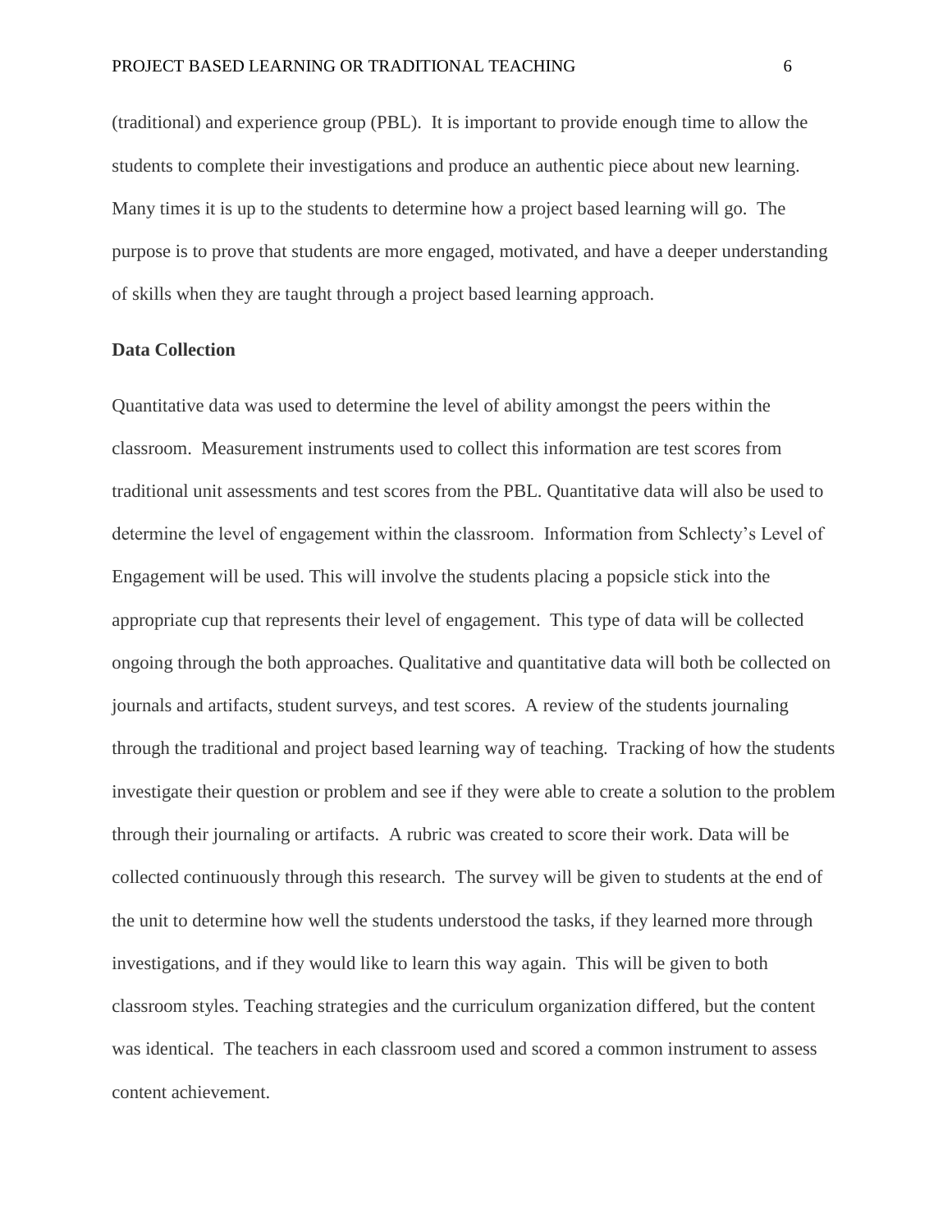(traditional) and experience group (PBL). It is important to provide enough time to allow the students to complete their investigations and produce an authentic piece about new learning. Many times it is up to the students to determine how a project based learning will go. The purpose is to prove that students are more engaged, motivated, and have a deeper understanding of skills when they are taught through a project based learning approach.

**Data Collection**

Quantitative data was used to determine the level of ability amongst the peers within the classroom. Measurement instruments used to collect this information are test scores from traditional unit assessments and test scores from the PBL. Quantitative data will also be used to determine the level of engagement within the classroom. Information from Schlecty's Level of Engagement will be used. This will involve the students placing a popsicle stick into the appropriate cup that represents their level of engagement. This type of data will be collected ongoing through the both approaches. Qualitative and quantitative data will both be collected on journals and artifacts, student surveys, and test scores. A review of the students journaling through the traditional and project based learning way of teaching. Tracking of how the students investigate their question or problem and see if they were able to create a solution to the problem through their journaling or artifacts. A rubric was created to score their work. Data will be collected continuously through this research. The survey will be given to students at the end of the unit to determine how well the students understood the tasks, if they learned more through investigations, and if they would like to learn this way again. This will be given to both classroom styles. Teaching strategies and the curriculum organization differed, but the content was identical. The teachers in each classroom used and scored a common instrument to assess content achievement.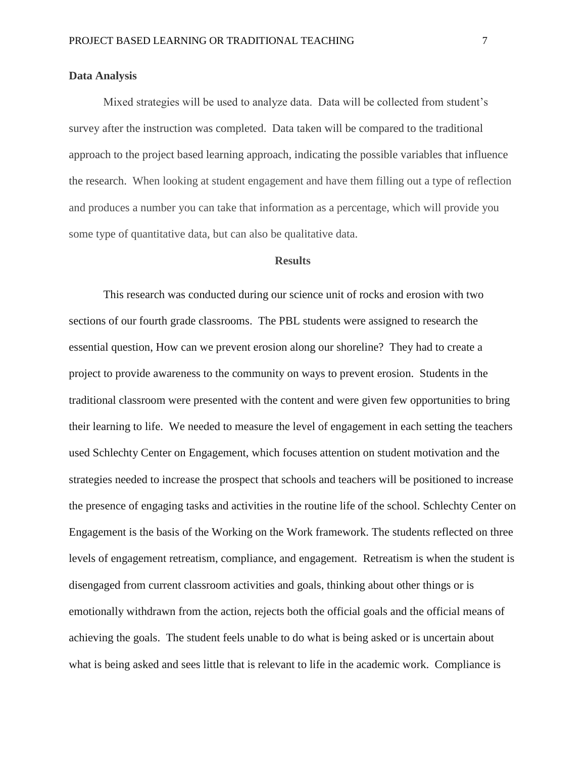**Data Analysis**

Mixed strategies will be used to analyze data. Data will be collected from student's survey after the instruction was completed. Data taken will be compared to the traditional approach to the project based learning approach, indicating the possible variables that influence the research. When looking at student engagement and have them filling out a type of reflection and produces a number you can take that information as a percentage, which will provide you some type of quantitative data, but can also be qualitative data.

## Results

This research was conducted during our science unit of rocks and erosion with two sections of our fourth grade classrooms. The PBL students were assigned to research the essential question, How can we prevent erosion along our shoreline? They had to create a project to provide awareness to the community on ways to prevent erosion. Students in the traditional classroom were presented with the content and were given few opportunities to bring their learning to life. We needed to measure the level of engagement in each setting the teachers used Schlechty Center on Engagement, which focuses attention on student motivation and the strategies needed to increase the prospect that schools and teachers will be positioned to increase the presence of engaging tasks and activities in the routine life of the school. Schlechty Center on Engagement is the basis of the Working on the Work framework. The students reflected on three levels of engagement retreatism, compliance, and engagement. Retreatism is when the student is disengaged from current classroom activities and goals, thinking about other things or is emotionally withdrawn from the action, rejects both the official goals and the official means of achieving the goals. The student feels unable to do what is being asked or is uncertain about what is being asked and sees little that is relevant to life in the academic work. Compliance is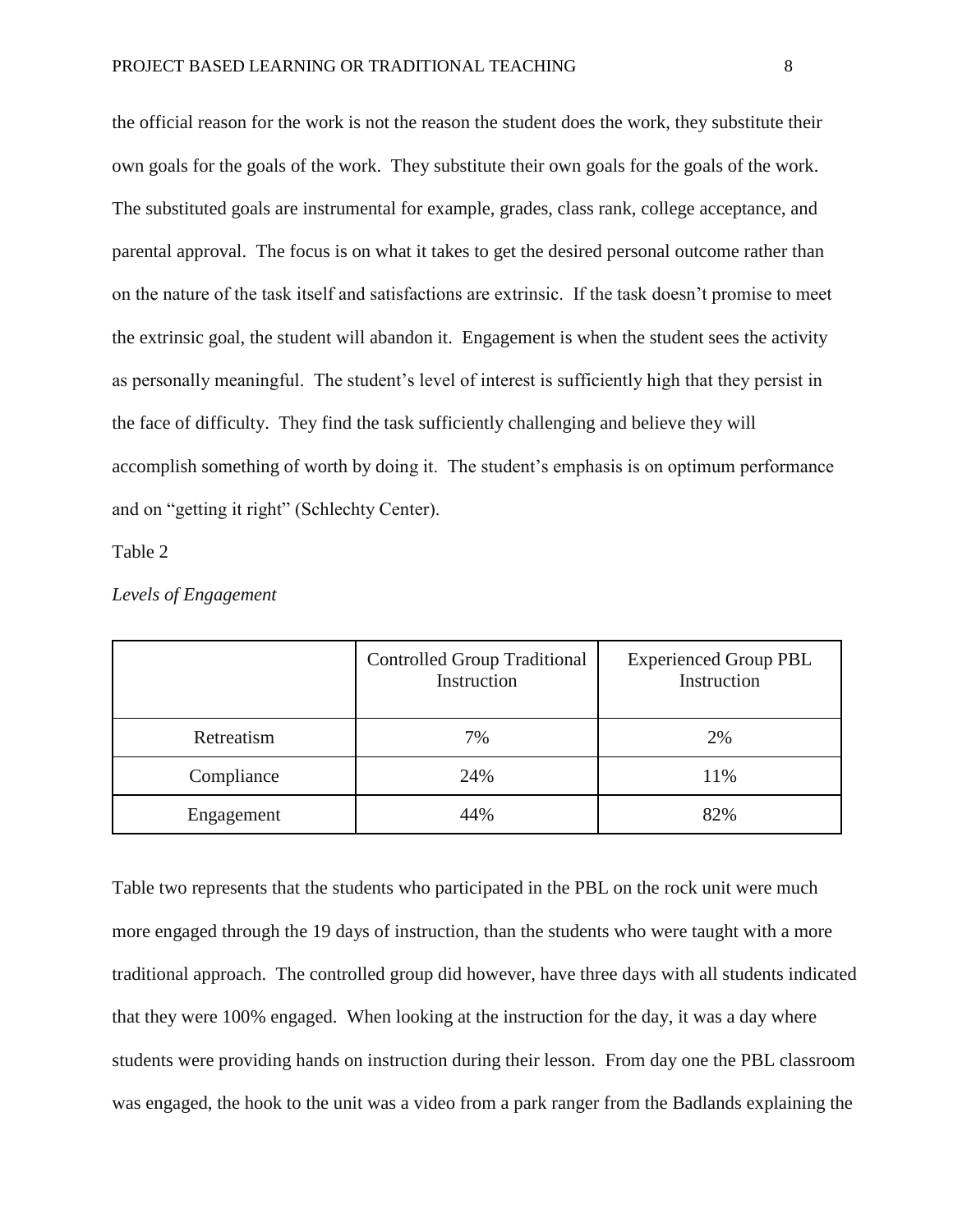the official reason for the work is not the reason the student does the work, they substitute their own goals for the goals of the work. They substitute their own goals for the goals of the work. The substituted goals are instrumental for example, grades, class rank, college acceptance, and parental approval. The focus is on what it takes to get the desired personal outcome rather than on the nature of the task itself and satisfactions are extrinsic. If the task doesn't promise to meet the extrinsic goal, the student will abandon it. Engagement is when the student sees the activity as personally meaningful. The student's level of interest is sufficiently high that they persist in the face of difficulty. They find the task sufficiently challenging and believe they will accomplish something of worth by doing it. The student's emphasis is on optimum performance and on "getting it right" (Schlechty Center).

Table 2

*Levels of Engagement*

| | Controlled Group Traditional Instruction | Experienced Group PBL Instruction |
|---|---|---|
| Retreatism | 7% | 2% |
| Compliance | 24% | 11% |
| Engagement | 44% | 82% |

Table two represents that the students who participated in the PBL on the rock unit were much more engaged through the 19 days of instruction, than the students who were taught with a more traditional approach. The controlled group did however, have three days with all students indicated that they were 100% engaged. When looking at the instruction for the day, it was a day where students were providing hands on instruction during their lesson. From day one the PBL classroom was engaged, the hook to the unit was a video from a park ranger from the Badlands explaining the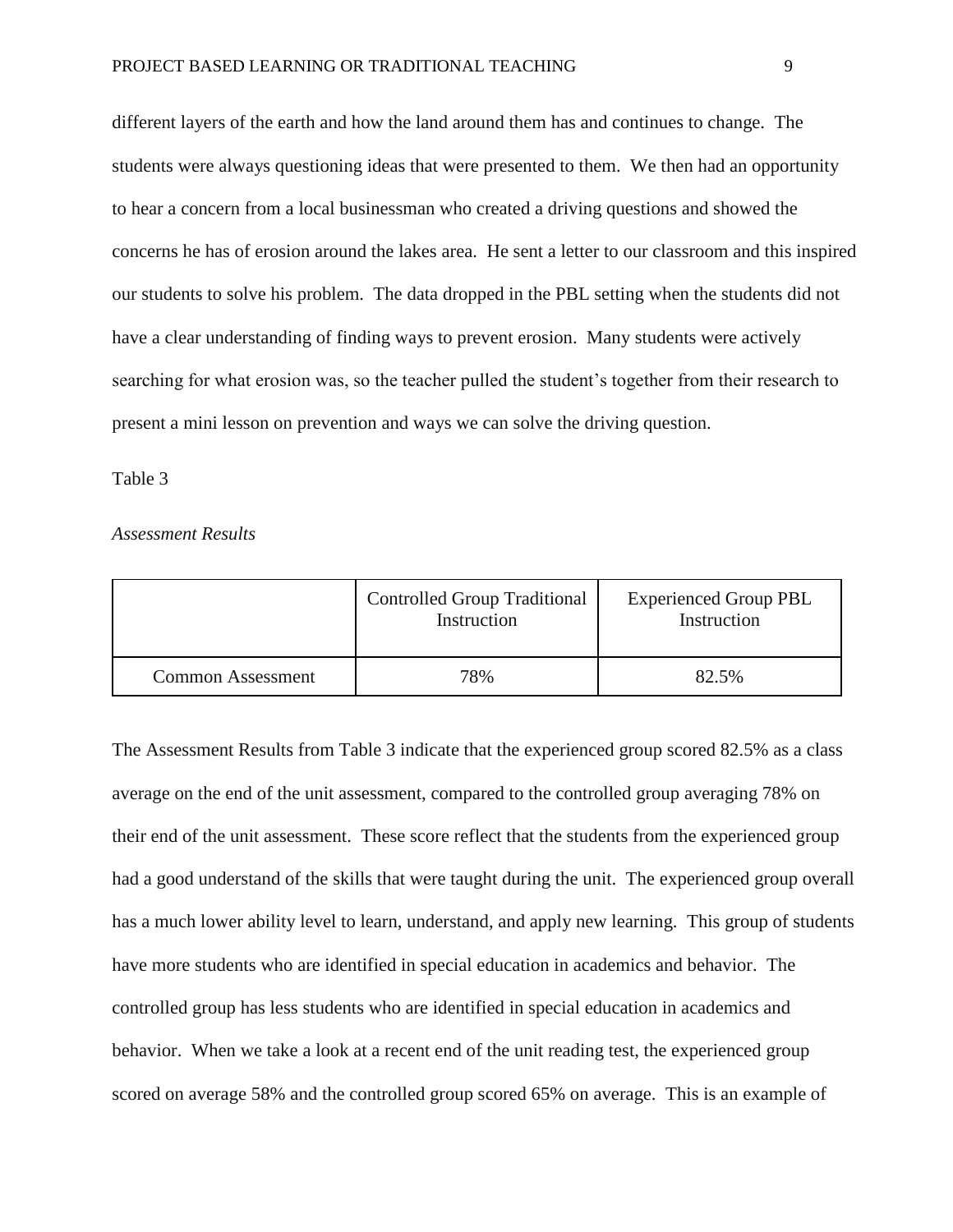different layers of the earth and how the land around them has and continues to change. The students were always questioning ideas that were presented to them. We then had an opportunity to hear a concern from a local businessman who created a driving questions and showed the concerns he has of erosion around the lakes area. He sent a letter to our classroom and this inspired our students to solve his problem. The data dropped in the PBL setting when the students did not have a clear understanding of finding ways to prevent erosion. Many students were actively searching for what erosion was, so the teacher pulled the student's together from their research to present a mini lesson on prevention and ways we can solve the driving question.

Table 3

*Assessment Results*

| | Controlled Group Traditional Instruction | Experienced Group PBL Instruction |
|---|---|---|
| Common Assessment | 78% | 82.5% |

The Assessment Results from Table 3 indicate that the experienced group scored 82.5% as a class average on the end of the unit assessment, compared to the controlled group averaging 78% on their end of the unit assessment. These score reflect that the students from the experienced group had a good understand of the skills that were taught during the unit. The experienced group overall has a much lower ability level to learn, understand, and apply new learning. This group of students have more students who are identified in special education in academics and behavior. The controlled group has less students who are identified in special education in academics and behavior. When we take a look at a recent end of the unit reading test, the experienced group scored on average 58% and the controlled group scored 65% on average. This is an example of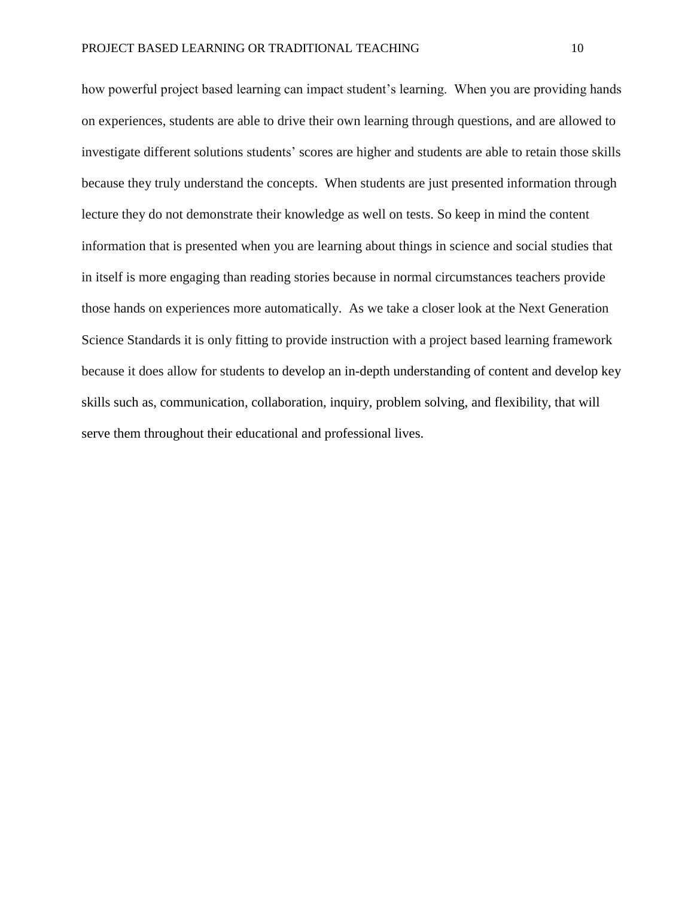how powerful project based learning can impact student's learning.  When you are providing hands on experiences, students are able to drive their own learning through questions, and are allowed to investigate different solutions students' scores are higher and students are able to retain those skills because they truly understand the concepts.  When students are just presented information through lecture they do not demonstrate their knowledge as well on tests. So keep in mind the content information that is presented when you are learning about things in science and social studies that in itself is more engaging than reading stories because in normal circumstances teachers provide those hands on experiences more automatically.  As we take a closer look at the Next Generation Science Standards it is only fitting to provide instruction with a project based learning framework because it does allow for students to develop an in-depth understanding of content and develop key skills such as, communication, collaboration, inquiry, problem solving, and flexibility, that will serve them throughout their educational and professional lives.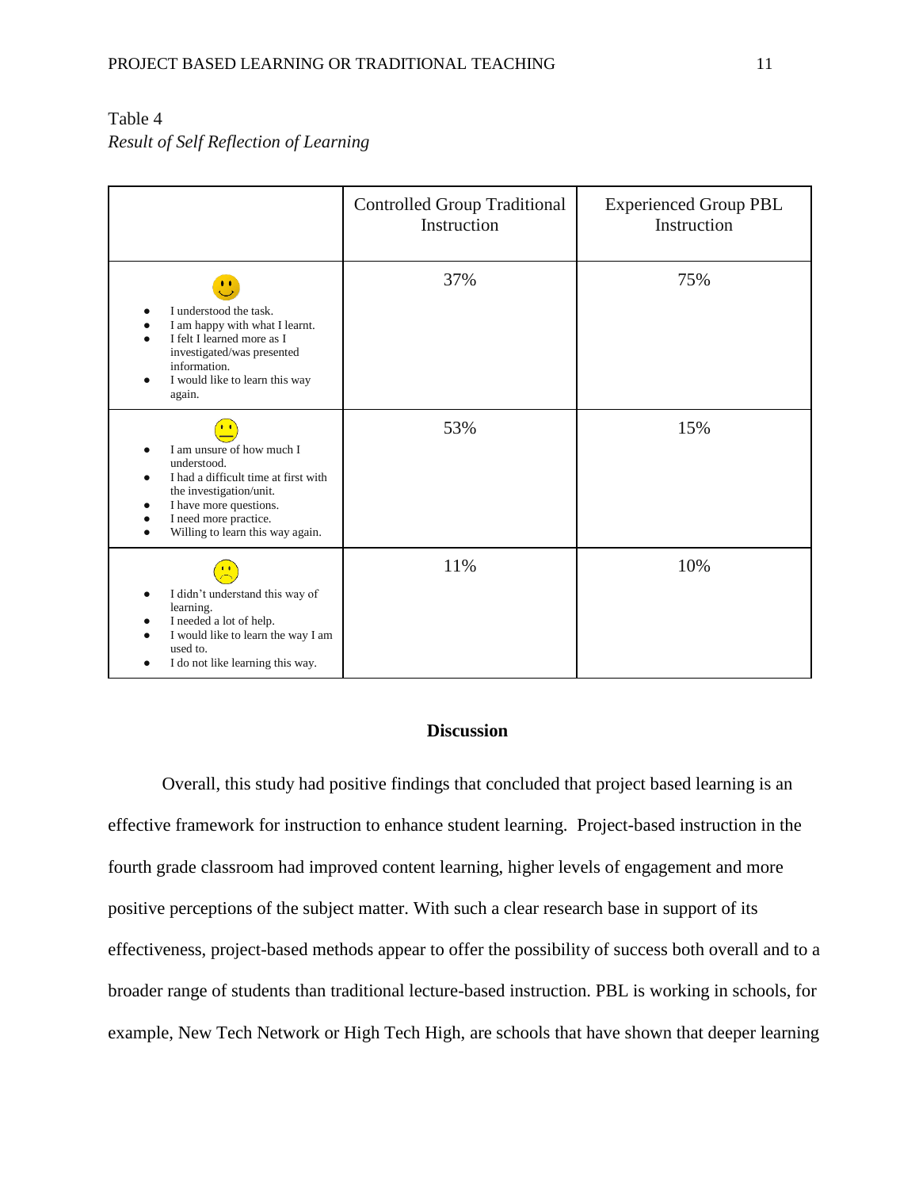Table 4

*Result of Self Reflection of Learning*

| | Controlled Group Traditional Instruction | Experienced Group PBL Instruction |
|---|---|---|
| • I understood the task. • I am happy with what I learnt. • I felt I learned more as I investigated/was presented information. • I would like to learn this way again. | 37% | 75% |
| • I am unsure of how much I understood. • I had a difficult time at first with the investigation/unit. • I have more questions. • I need more practice. • Willing to learn this way again. | 53% | 15% |
| • I didn't understand this way of learning. • I needed a lot of help. • I would like to learn the way I am used to. • I do not like learning this way. | 11% | 10% |

## Discussion

Overall, this study had positive findings that concluded that project based learning is an effective framework for instruction to enhance student learning. Project-based instruction in the fourth grade classroom had improved content learning, higher levels of engagement and more positive perceptions of the subject matter. With such a clear research base in support of its effectiveness, project-based methods appear to offer the possibility of success both overall and to a broader range of students than traditional lecture-based instruction. PBL is working in schools, for example, New Tech Network or High Tech High, are schools that have shown that deeper learning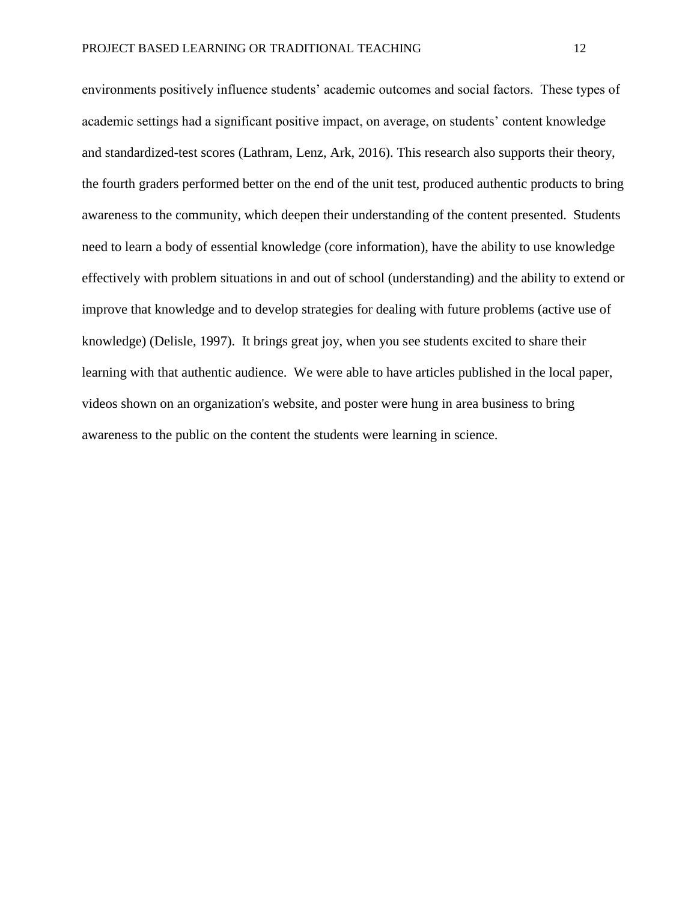environments positively influence students' academic outcomes and social factors. These types of academic settings had a significant positive impact, on average, on students' content knowledge and standardized-test scores (Lathram, Lenz, Ark, 2016). This research also supports their theory, the fourth graders performed better on the end of the unit test, produced authentic products to bring awareness to the community, which deepen their understanding of the content presented. Students need to learn a body of essential knowledge (core information), have the ability to use knowledge effectively with problem situations in and out of school (understanding) and the ability to extend or improve that knowledge and to develop strategies for dealing with future problems (active use of knowledge) (Delisle, 1997). It brings great joy, when you see students excited to share their learning with that authentic audience. We were able to have articles published in the local paper, videos shown on an organization's website, and poster were hung in area business to bring awareness to the public on the content the students were learning in science.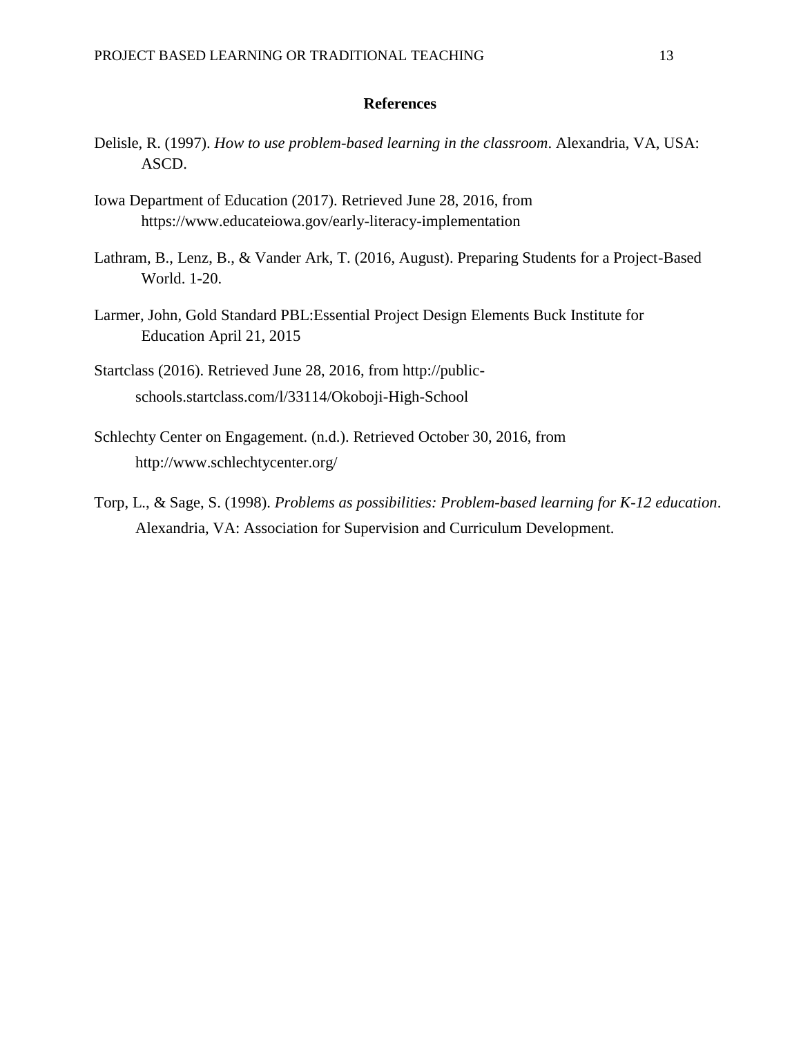# References

Delisle, R. (1997). *How to use problem-based learning in the classroom*. Alexandria, VA, USA: ASCD.

Iowa Department of Education (2017). Retrieved June 28, 2016, from https://www.educateiowa.gov/early-literacy-implementation

Lathram, B., Lenz, B., & Vander Ark, T. (2016, August). Preparing Students for a Project-Based World. 1-20.

Larmer, John, Gold Standard PBL:Essential Project Design Elements Buck Institute for Education April 21, 2015

Startclass (2016). Retrieved June 28, 2016, from http://public-schools.startclass.com/l/33114/Okoboji-High-School

Schlechty Center on Engagement. (n.d.). Retrieved October 30, 2016, from http://www.schlechtycenter.org/

Torp, L., & Sage, S. (1998). *Problems as possibilities: Problem-based learning for K-12 education*. Alexandria, VA: Association for Supervision and Curriculum Development.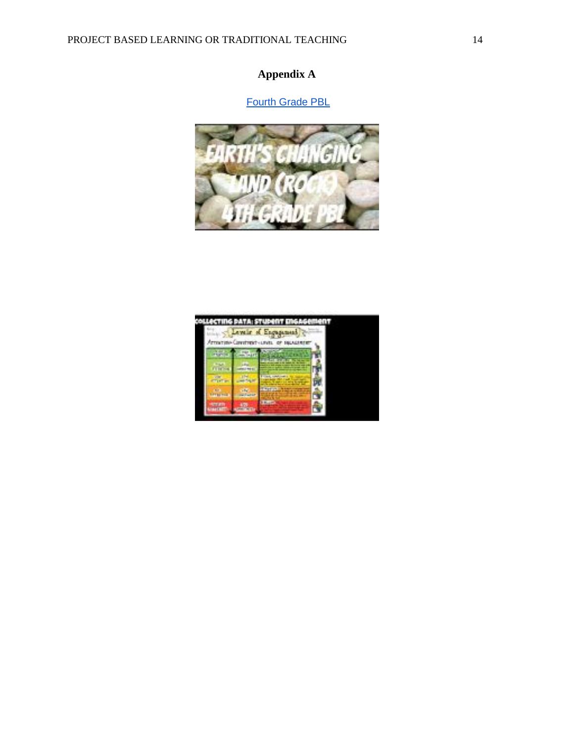# Appendix A

[Fourth Grade PBL]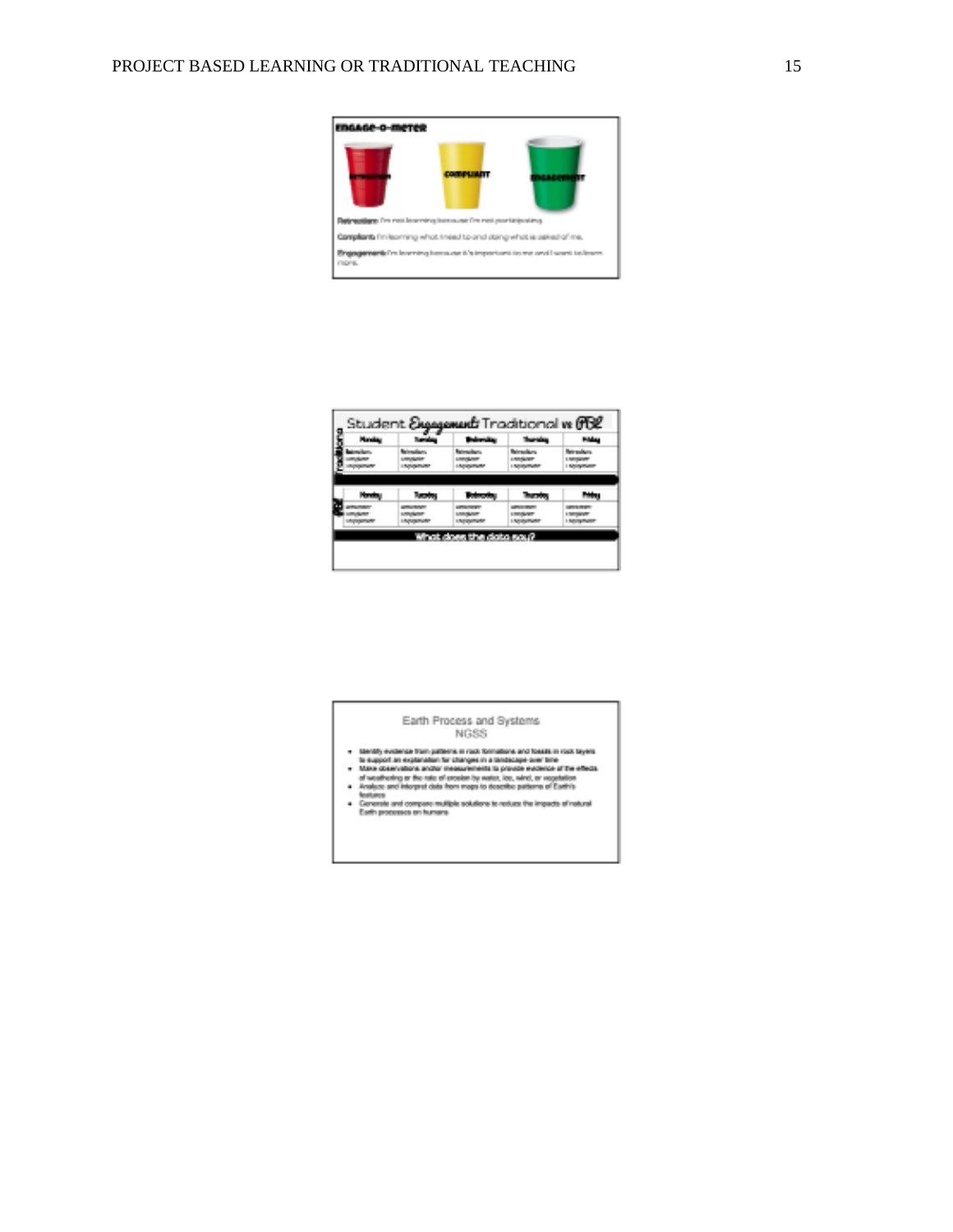**ENGAGE-O-METER**

RETREATISM | COMPLIANT | ENGAGEMENT

**Retreatism:** I'm not learning because I'm not participating.

**Compliant:** I'm learning what I need to and doing what is asked of me.

**Engagement:** I'm learning because it's important to me and I want to learn more.

Student *Engagement:* Traditional vs PBL

| Traditional | Monday | Tuesday | Wednesday | Thursday | Friday |
|---|---|---|---|---|---|
| | Retreatism<br>compliant<br>engagement | Retreatism<br>compliant<br>engagement | Retreatism<br>compliant<br>engagement | Retreatism<br>compliant<br>engagement | Retreatism<br>compliant<br>engagement |

| PBL | Monday | Tuesday | Wednesday | Thursday | Friday |
|---|---|---|---|---|---|
| | retreatism<br>compliant<br>engagement | retreatism<br>compliant<br>engagement | retreatism<br>compliant<br>engagement | retreatism<br>compliant<br>engagement | retreatism<br>compliant<br>engagement |

What does the data say?

Earth Process and Systems
NGSS

- Identify evidence from patterns in rock formations and fossils in rock layers to support an explanation for changes in a landscape over time
- Make observations and/or measurements to provide evidence of the effects of weathering or the rate of erosion by water, ice, wind, or vegetation
- Analyze and interpret data from maps to describe patterns of Earth's features
- Generate and compare multiple solutions to reduce the impacts of natural Earth processes on humans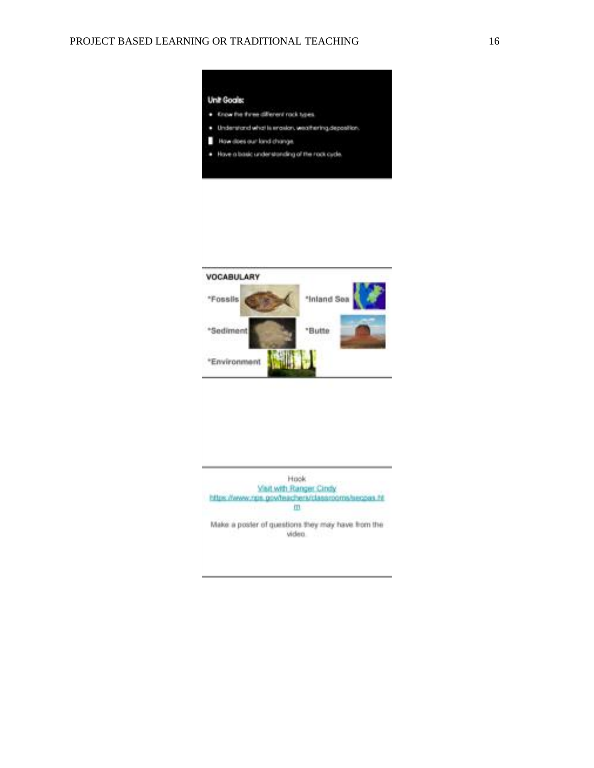**Unit Goals:**

- Know the three different rock types.
- Understand what is erosion, weathering,deposition.
- How does our land change.
- Have a basic understanding of the rock cycle.

**VOCABULARY**

*Fossils

*Inland Sea

*Sediment

*Butte

*Environment

Hook

Visit with Ranger Cindy

https://www.nps.gov/teachers/classrooms/secpas.htm

Make a poster of questions they may have from the video.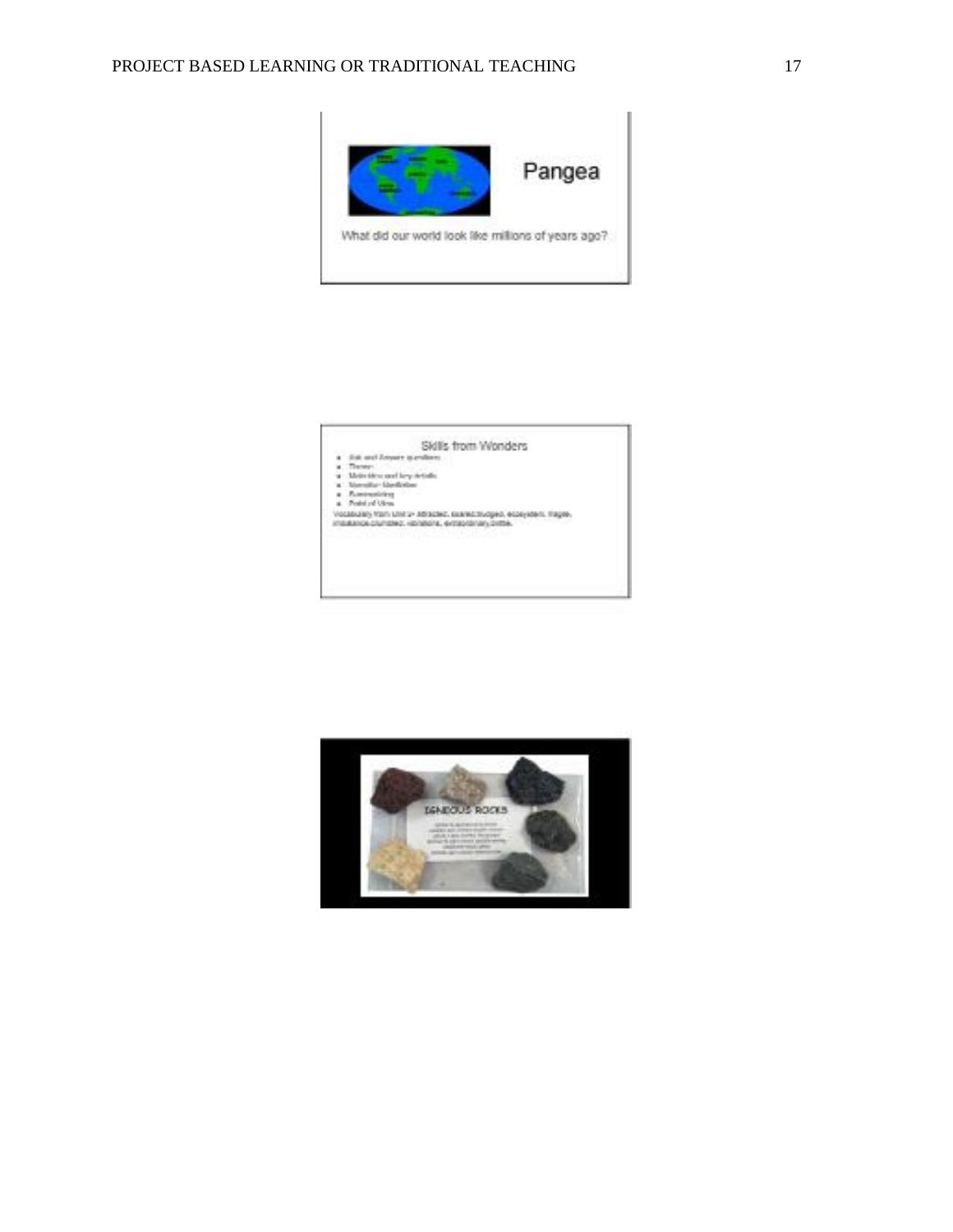Pangea

What did our world look like millions of years ago?

Skills from Wonders

- Ask and Answer questions
- Theme
- Main idea and key details
- Narrator Identification
- Summarizing
- Point of View

Vocabulary from Unit 2- attracted, basked,trudged, ecosystem, fragile, imbalance,crumbled, vibrations, extraordinary,brittle.

IGNEOUS ROCKS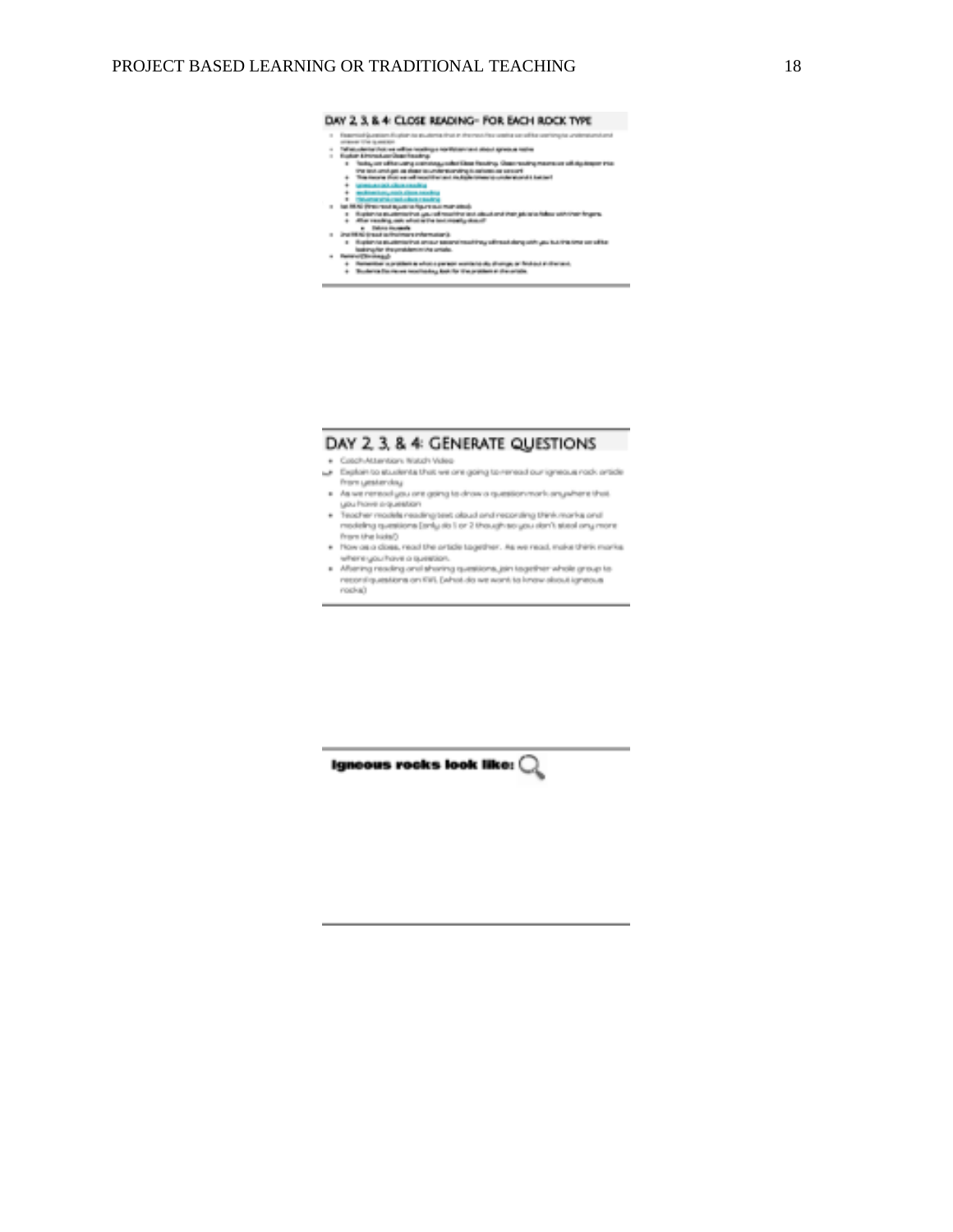## DAY 2, 3, & 4: CLOSE READING- FOR EACH ROCK TYPE

## DAY 2, 3, & 4: GENERATE QUESTIONS

- Catch Attention: Watch Video
- Explain to students that we are going to reread our igneous rock article from yesterday.
- As we reread you are going to draw a question mark anywhere that you have a question
- Teacher models reading text aloud and recording think marks and modeling questions (only do 1 or 2 though so you don't steal any more from the kids!)
- Now as a class, read the article together. As we read, make think marks where you have a question.
- Aftering reading and sharing questions, join together whole group to record questions on KWL (what do we want to know about igneous rocks)

**Igneous rocks look like:**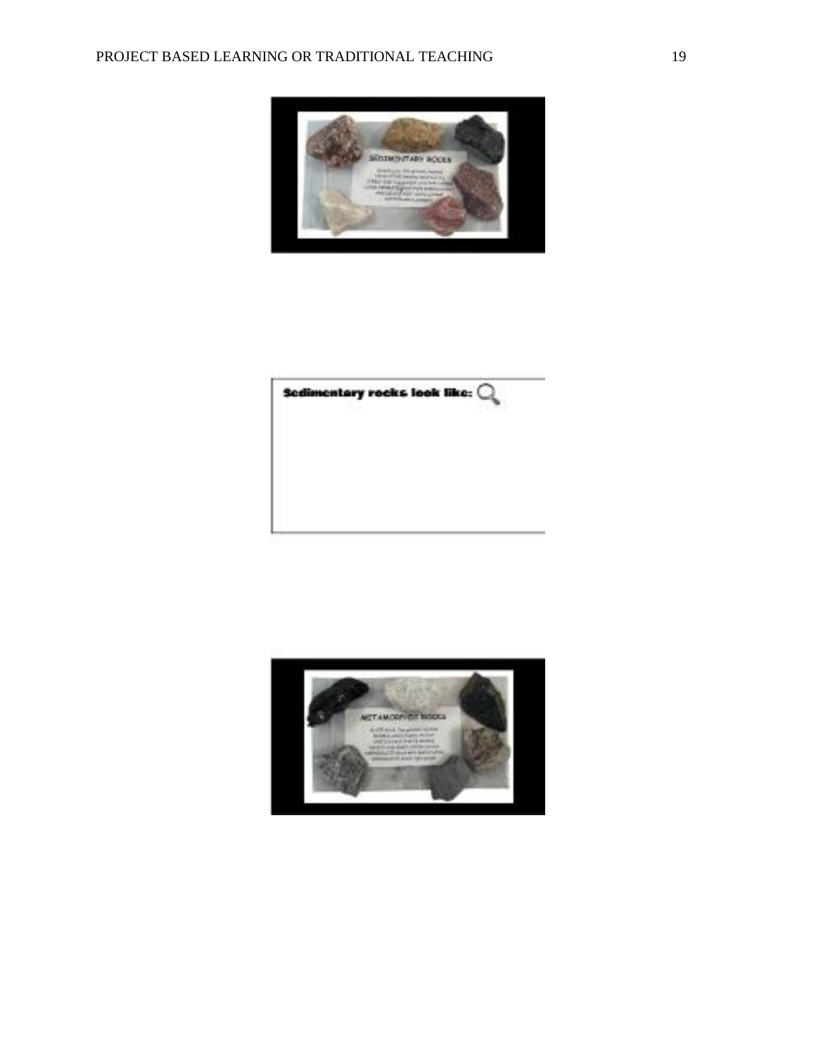Sedimentary rocks look like: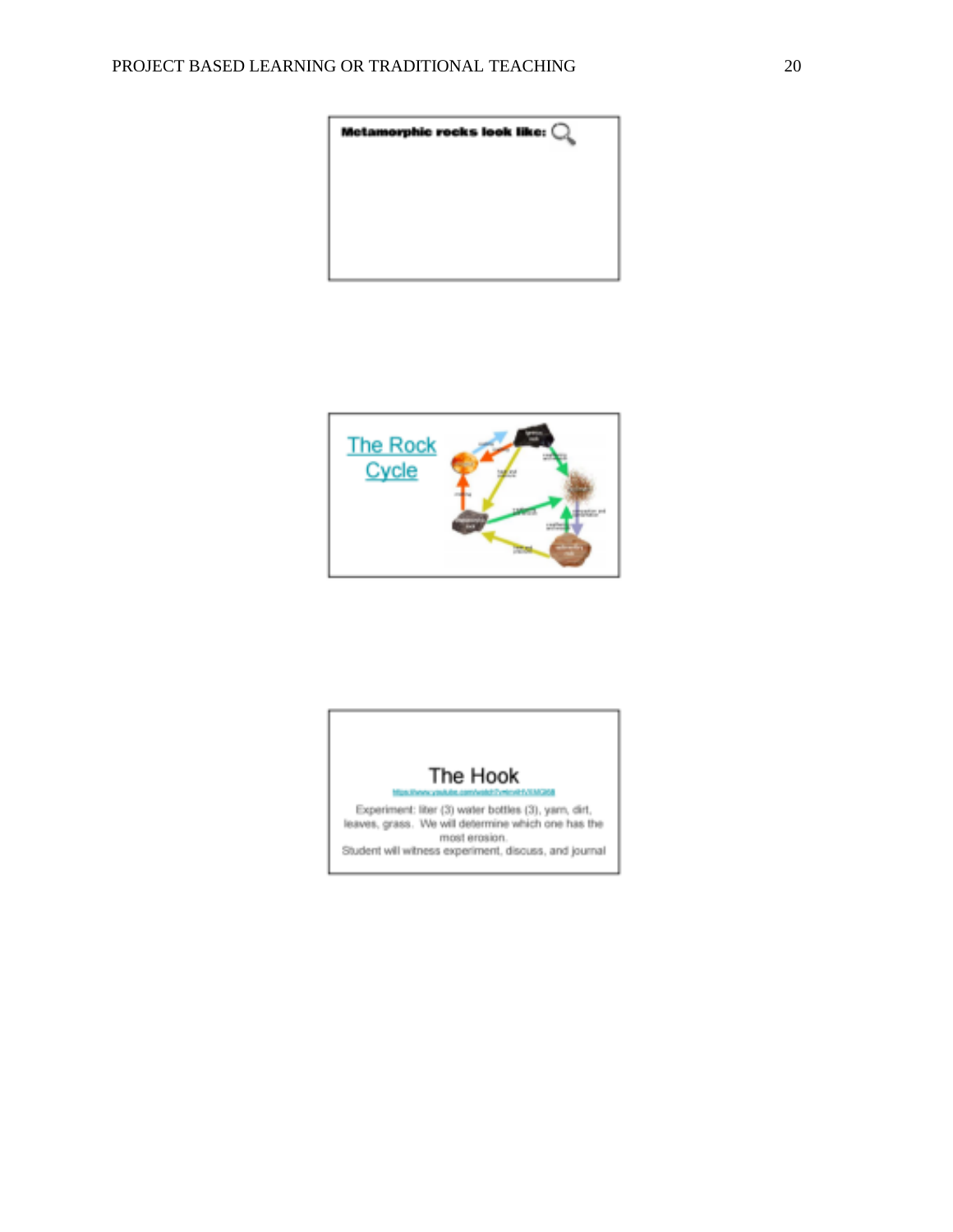**Metamorphic rocks look like:**

The Rock Cycle

The Hook

https://www.youtube.com/watch?v=mnHVXMQ68

Experiment: liter (3) water bottles (3), yarn, dirt, leaves, grass. We will determine which one has the most erosion.

Student will witness experiment, discuss, and journal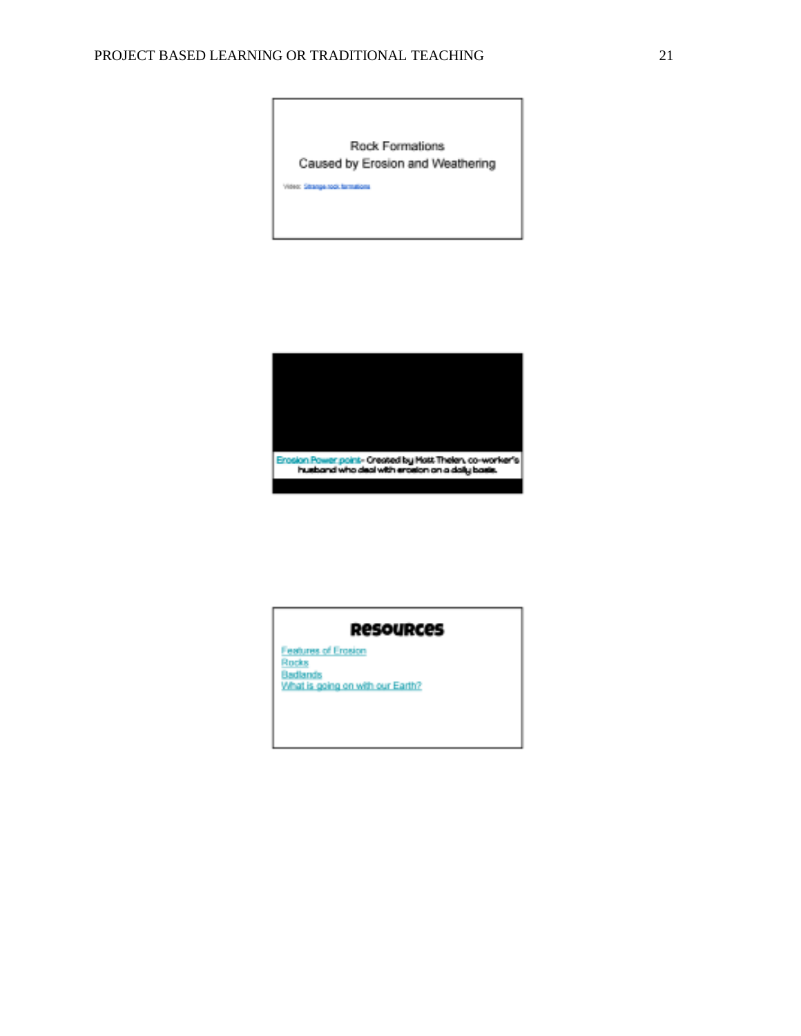Rock Formations

Caused by Erosion and Weathering

Video: Strange rock formations

Erosion Power point- Created by Matt Thelen, co-worker's husband who deal with erosion on a daily basis.

## Resources

Features of Erosion

Rocks

Badlands

What is going on with our Earth?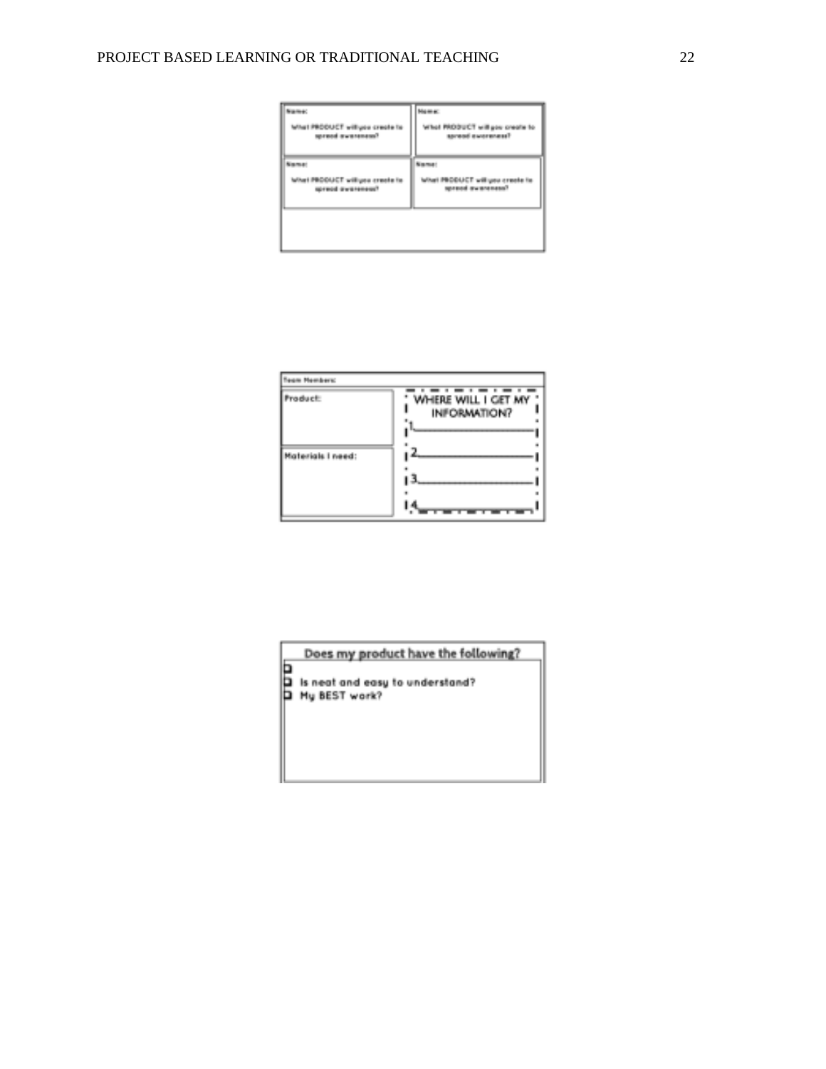Name:

What PRODUCT will you create to spread awareness?

Name:

What PRODUCT will you create to spread awareness?

Name:

What PRODUCT will you create to spread awareness?

Name:

What PRODUCT will you create to spread awareness?

Team Members:

Product:

Materials I need:

WHERE WILL I GET MY INFORMATION?

1.
2.
3.
4.

Does my product have the following?

- [ ] 
- [ ] Is neat and easy to understand?
- [ ] My BEST work?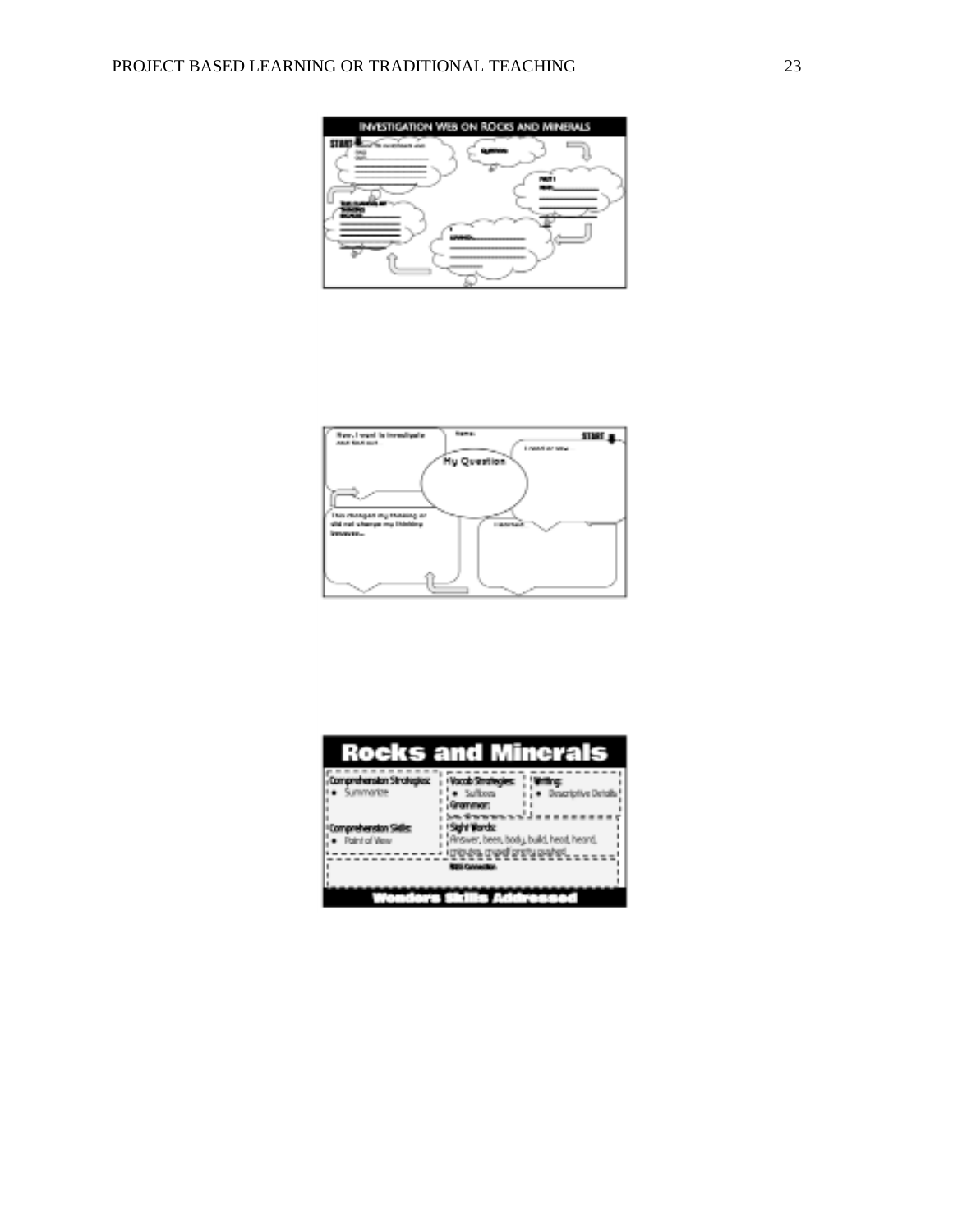**INVESTIGATION WEB ON ROCKS AND MINERALS**

START

QUESTION:

**My Question**

Now, I want to investigate and find out

Name:

START

I think or see

This changed my thinking or did not change my thinking because...

I learned

# Rocks and Minerals

**Comprehension Strategies:**
- Summarize

**Vocab Strategies:**
- Suffixes

**Writing:**
- Descriptive Details

**Grammar:**

**Comprehension Skills:**
- Point of View

**Sight Words:**
Answer, been, body, build, head, heard,

**Wonders Skills Addressed**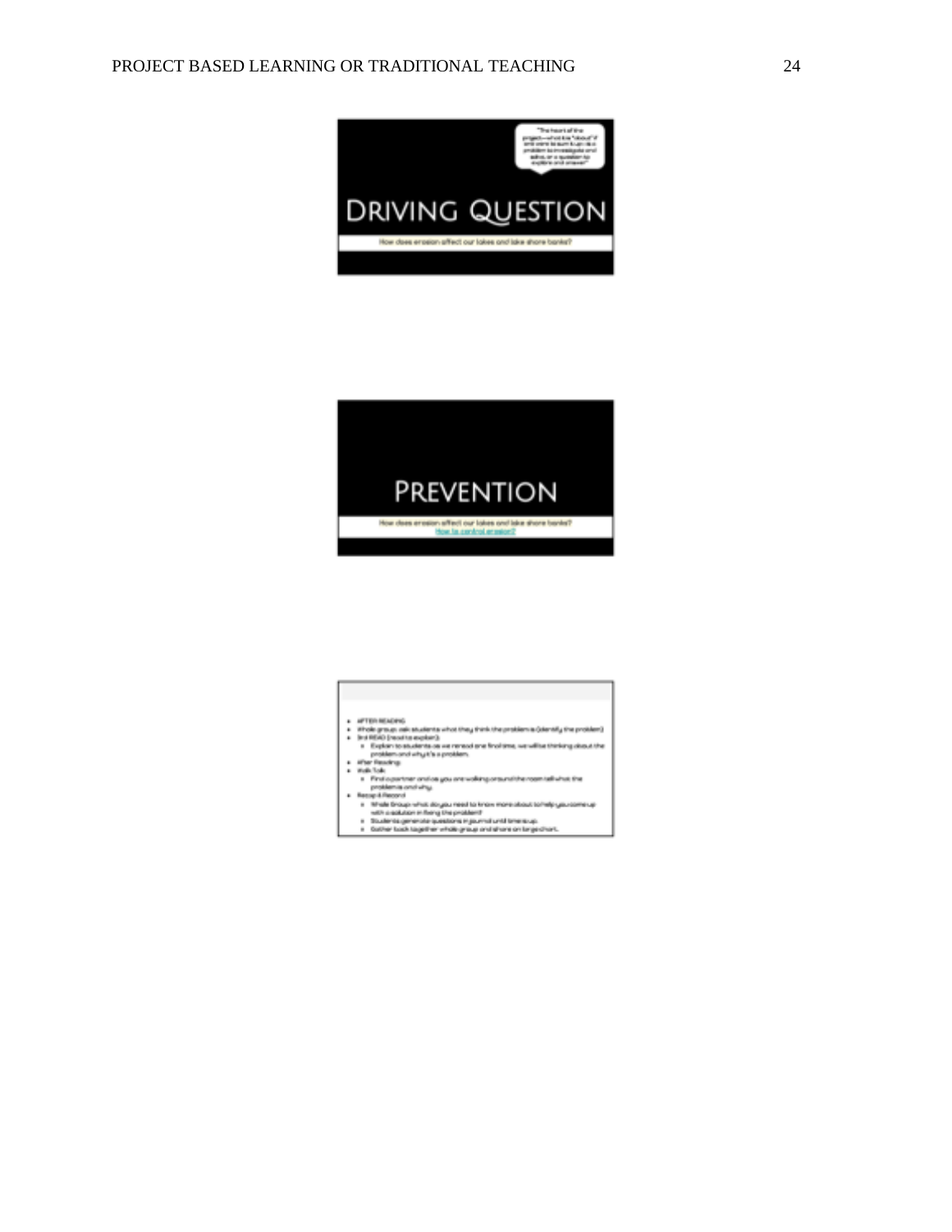"The heart of the project—what it is "about" if one were to sum it up: as a problem to investigate and solve, or a question to explore and answer"

# DRIVING QUESTION

How does erosion affect our lakes and lake shore banks?

# PREVENTION

How does erosion affect our lakes and lake shore banks?
How to control erosion?

- AFTER READING
- Whole group: ask students what they think the problem is (identify the problem)
- 3rd READ (read to explain):
  - Explain to students as we reread one final time, we will be thinking about the problem and why it's a problem.
- After Reading:
- Walk Talk:
  - Find a partner and as you are walking around the room tell what the problem is and why.
- Recap & Record
  - Whole Group: what do you need to know more about to help you come up with a solution in fixing the problem?
  - Students generate questions in journal until time is up.
  - Gather back together whole group and share on large chart.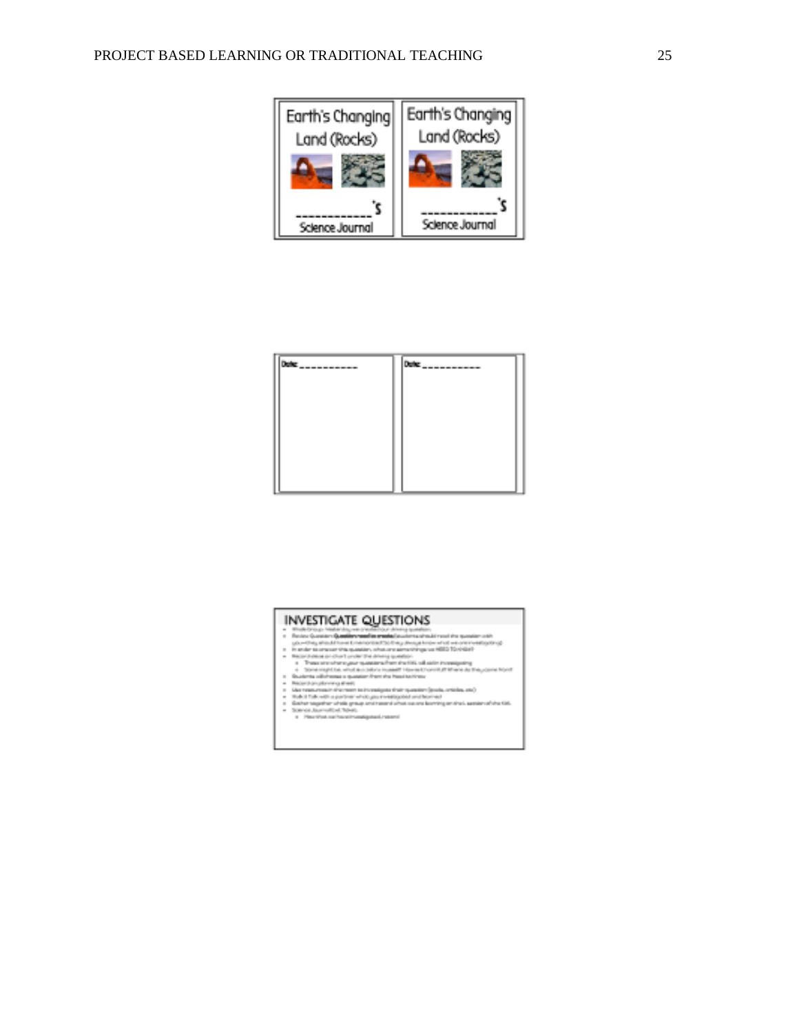Earth's Changing Land (Rocks)

___________'s Science Journal

Earth's Changing Land (Rocks)

___________'s Science Journal

Date: __________

Date: __________

INVESTIGATE QUESTIONS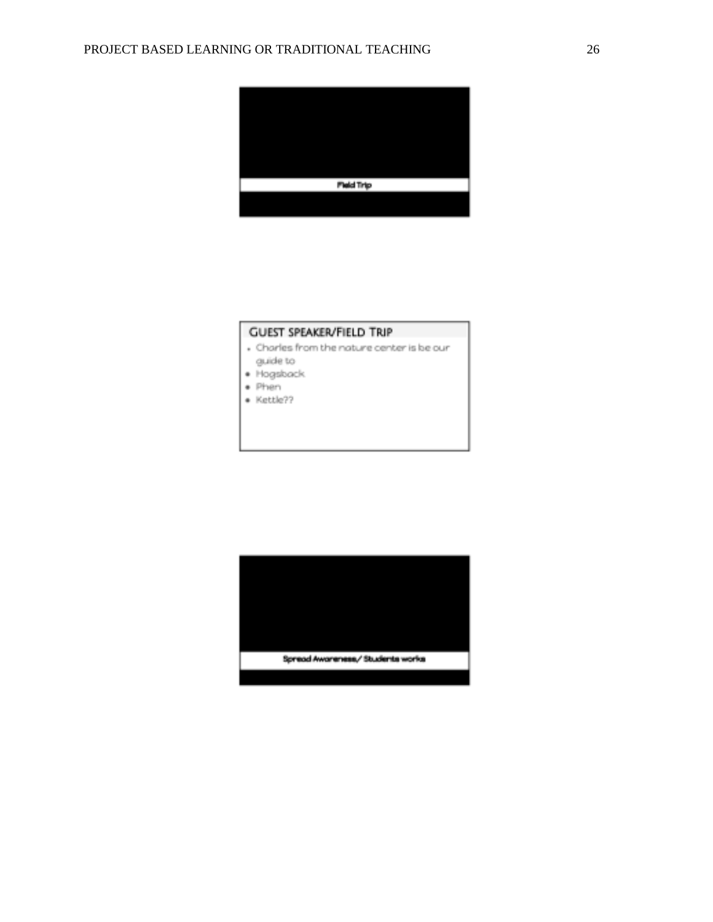Field Trip

**GUEST SPEAKER/FIELD TRIP**

- Charles from the nature center is be our guide to
- Hogsback
- Phen
- Kettle??

Spread Awareness/ Students works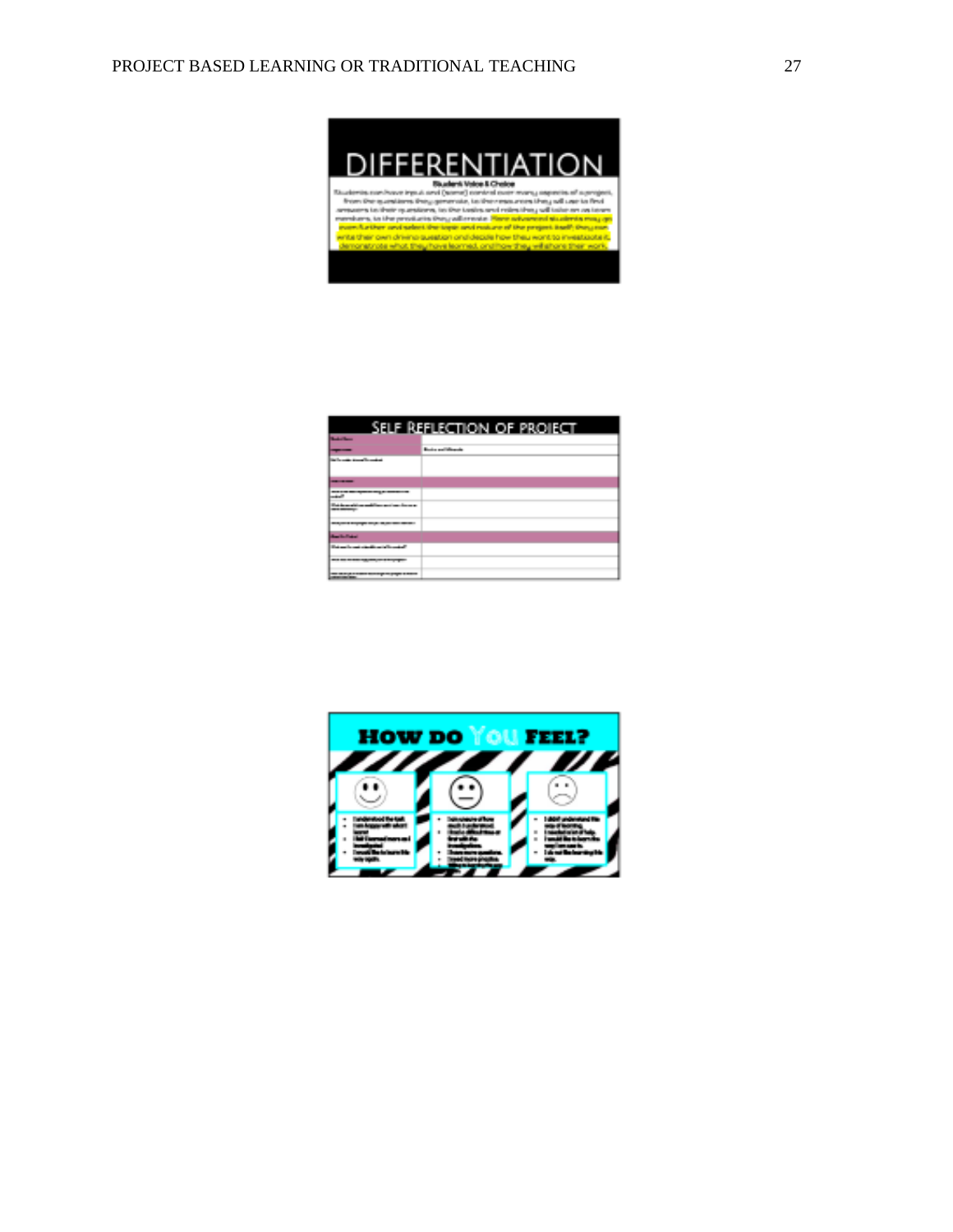# DIFFERENTIATION

**Student Voice & Choice**

Students can have input and (some) control over many aspects of a project, from the questions they generate, to the resources they will use to find answers to their questions, to the tasks and roles they will take on as team members, to the products they will create. More advanced students may go even further and select the topic and nature of the project itself; they can write their own driving question and decide how they want to investigate it, demonstrate what they have learned, and how they will share their work.

# SELF REFLECTION OF PROJECT

# HOW DO YOU FEEL?

- I understood the task.
- I am happy with what I learnt.
- I felt I learned more as I investigated.
- I would like to learn this way again.

- I am unsure of how much I understood.
- I had a difficult time at first with the investigation.
- I have more questions.
- I need more practice.

- I didn't understand this way of learning.
- I needed a lot of help.
- I would like to learn the way I am use to.
- I do not like learning this way.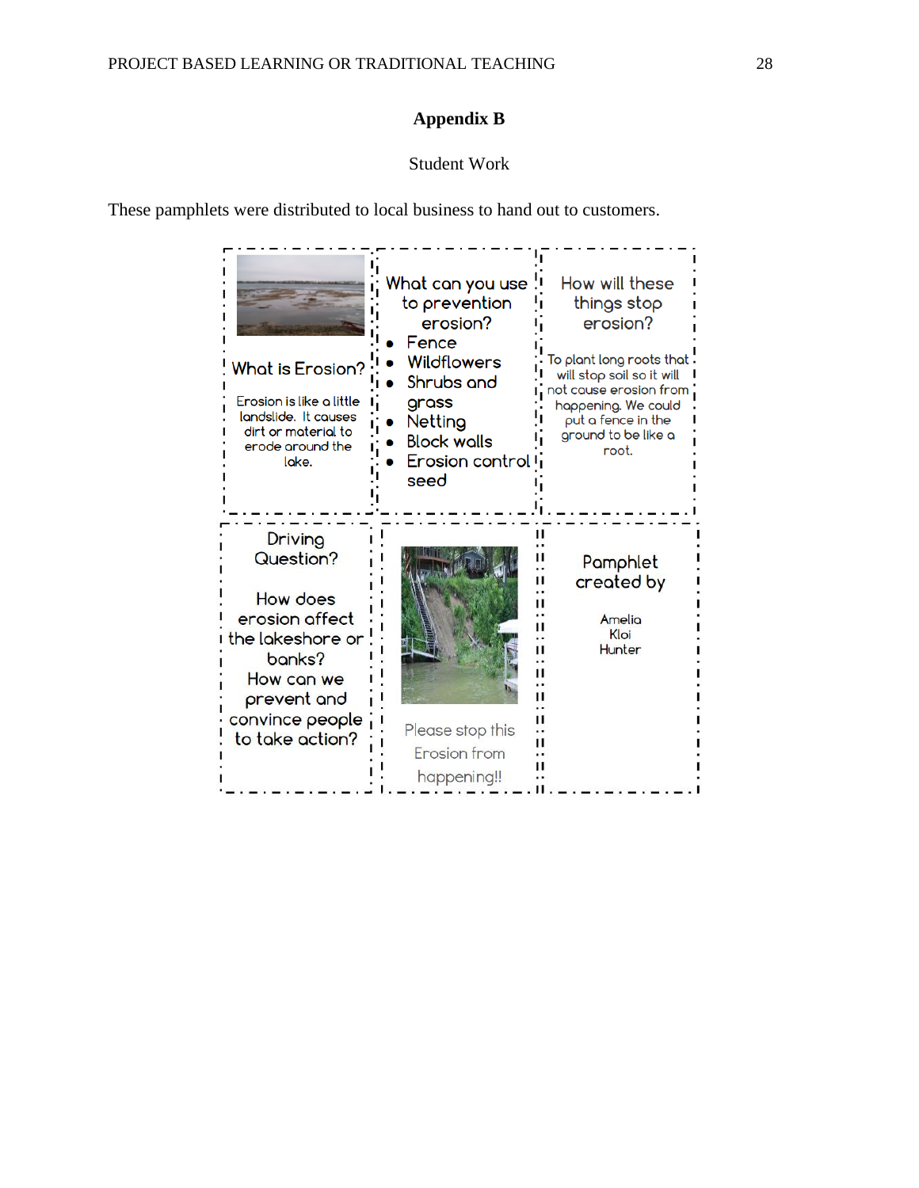## Appendix B

Student Work

These pamphlets were distributed to local business to hand out to customers.

What is Erosion?

Erosion is like a little landslide. It causes dirt or material to erode around the lake.

What can you use to prevention erosion?

- Fence
- Wildflowers
- Shrubs and grass
- Netting
- Block walls
- Erosion control seed

How will these things stop erosion?

To plant long roots that will stop soil so it will not cause erosion from happening. We could put a fence in the ground to be like a root.

Driving Question?

How does erosion affect the lakeshore or banks? How can we prevent and convince people to take action?

Please stop this Erosion from happening!!

Pamphlet created by

Amelia
Kloi
Hunter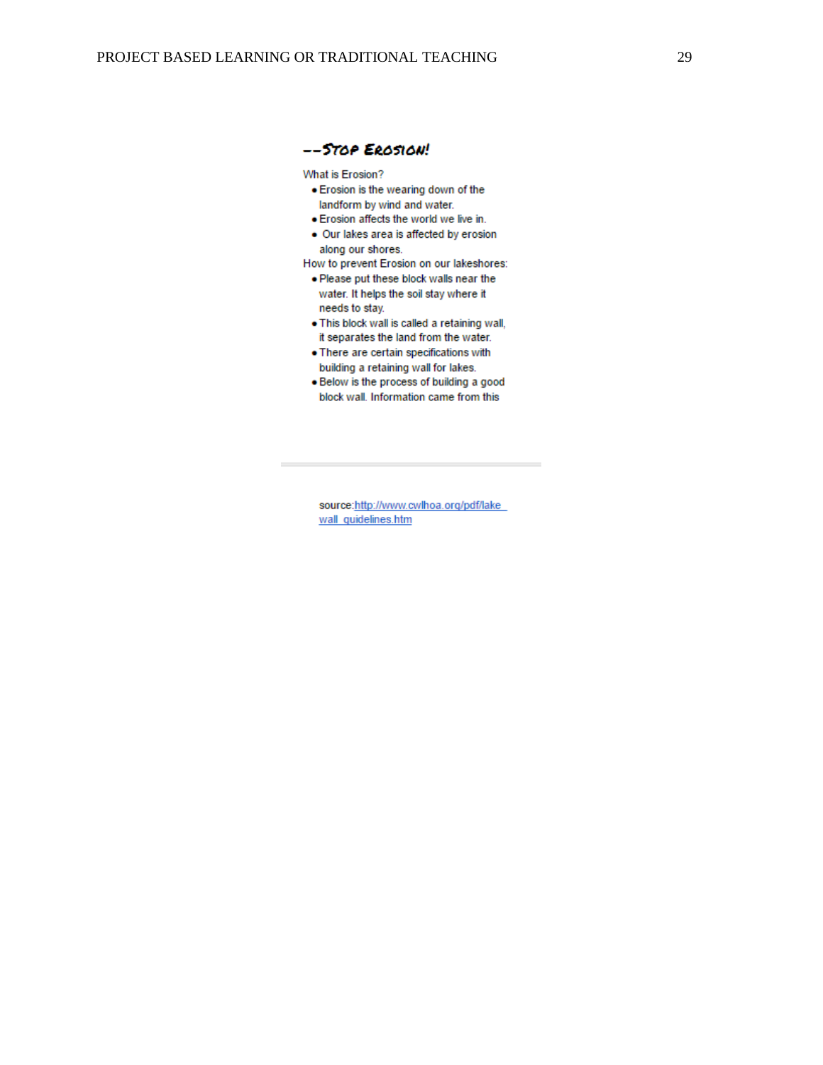## --Stop Erosion!

What is Erosion?

- Erosion is the wearing down of the landform by wind and water.
- Erosion affects the world we live in.
- Our lakes area is affected by erosion along our shores.

How to prevent Erosion on our lakeshores:

- Please put these block walls near the water. It helps the soil stay where it needs to stay.
- This block wall is called a retaining wall, it separates the land from the water.
- There are certain specifications with building a retaining wall for lakes.
- Below is the process of building a good block wall. Information came from this

---

source:http://www.cwlhoa.org/pdf/lake_wall_guidelines.htm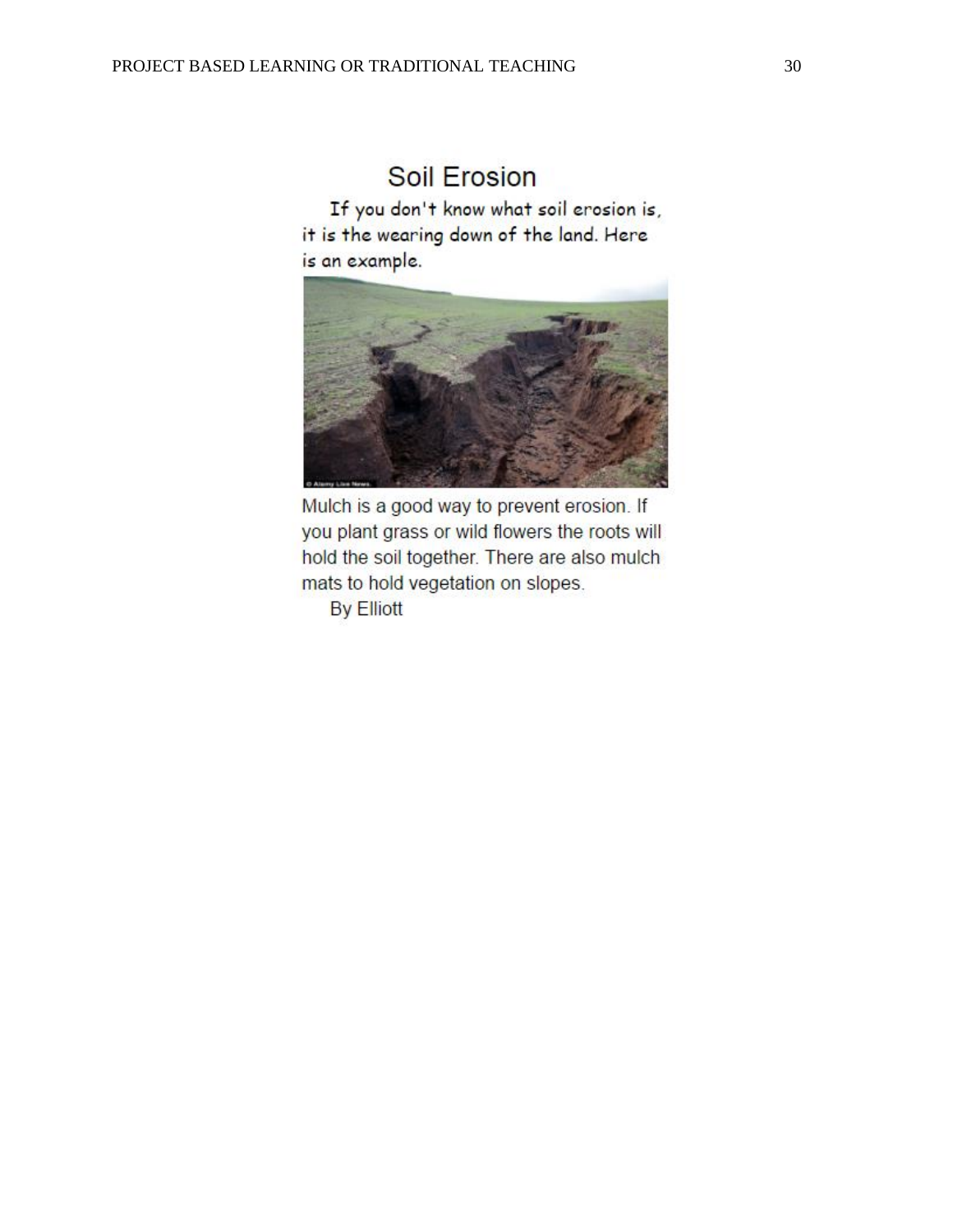# Soil Erosion

If you don't know what soil erosion is, it is the wearing down of the land. Here is an example.

Mulch is a good way to prevent erosion. If you plant grass or wild flowers the roots will hold the soil together. There are also mulch mats to hold vegetation on slopes.

By Elliott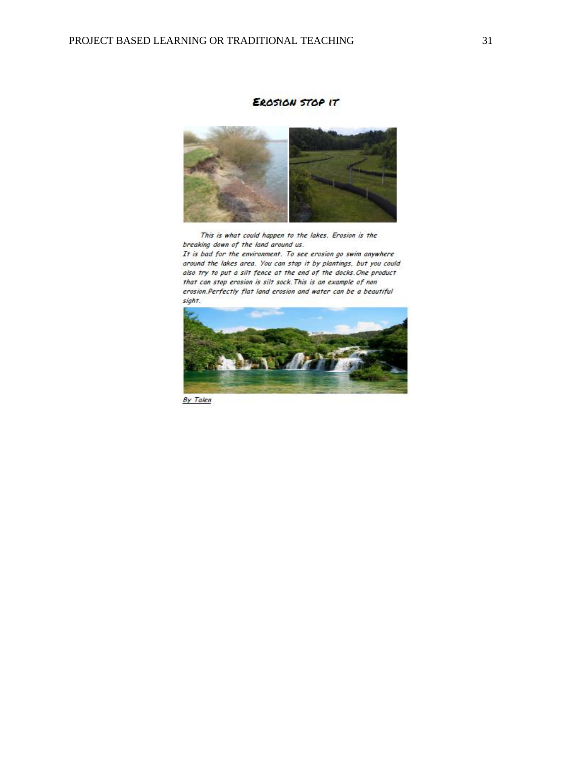# Erosion stop it

*This is what could happen to the lakes. Erosion is the breaking down of the land around us.*
*It is bad for the environment. To see erosion go swim anywhere around the lakes area. You can stop it by plantings, but you could also try to put a silt fence at the end of the docks.One product that can stop erosion is silt sock.This is an example of non erosion.Perfectly flat land erosion and water can be a beautiful sight.*

*By Talen*